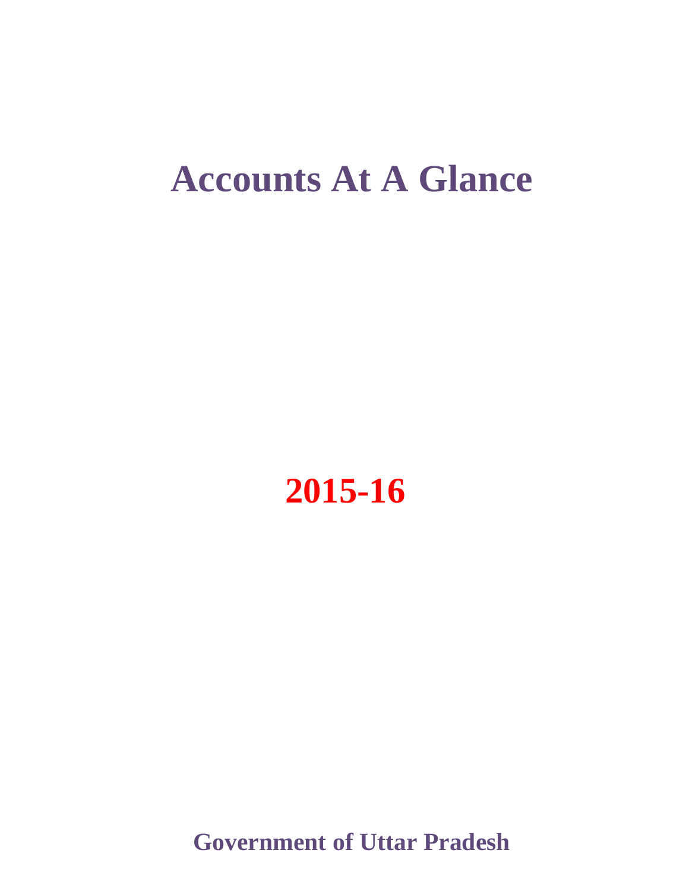# Accounts At A Glance

## 2015-16

**Government of Uttar Pradesh**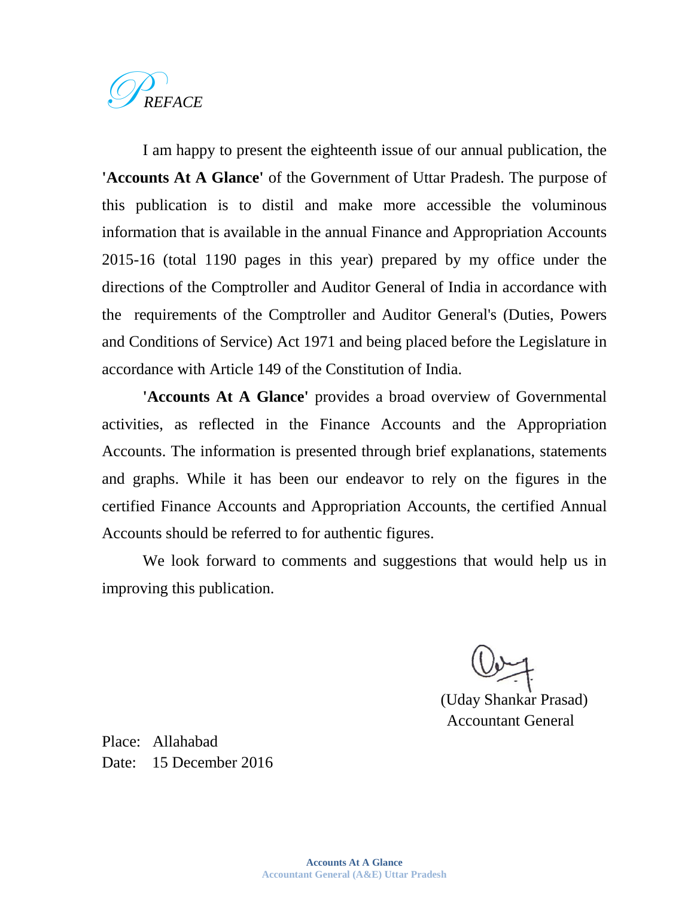# PREFACE

I am happy to present the eighteenth issue of our annual publication, the **'Accounts At A Glance'** of the Government of Uttar Pradesh. The purpose of this publication is to distil and make more accessible the voluminous information that is available in the annual Finance and Appropriation Accounts 2015-16 (total 1190 pages in this year) prepared by my office under the directions of the Comptroller and Auditor General of India in accordance with the requirements of the Comptroller and Auditor General's (Duties, Powers and Conditions of Service) Act 1971 and being placed before the Legislature in accordance with Article 149 of the Constitution of India.

**'Accounts At A Glance'** provides a broad overview of Governmental activities, as reflected in the Finance Accounts and the Appropriation Accounts. The information is presented through brief explanations, statements and graphs. While it has been our endeavor to rely on the figures in the certified Finance Accounts and Appropriation Accounts, the certified Annual Accounts should be referred to for authentic figures.

We look forward to comments and suggestions that would help us in improving this publication.

(Uday Shankar Prasad)
Accountant General

Place: Allahabad
Date: 15 December 2016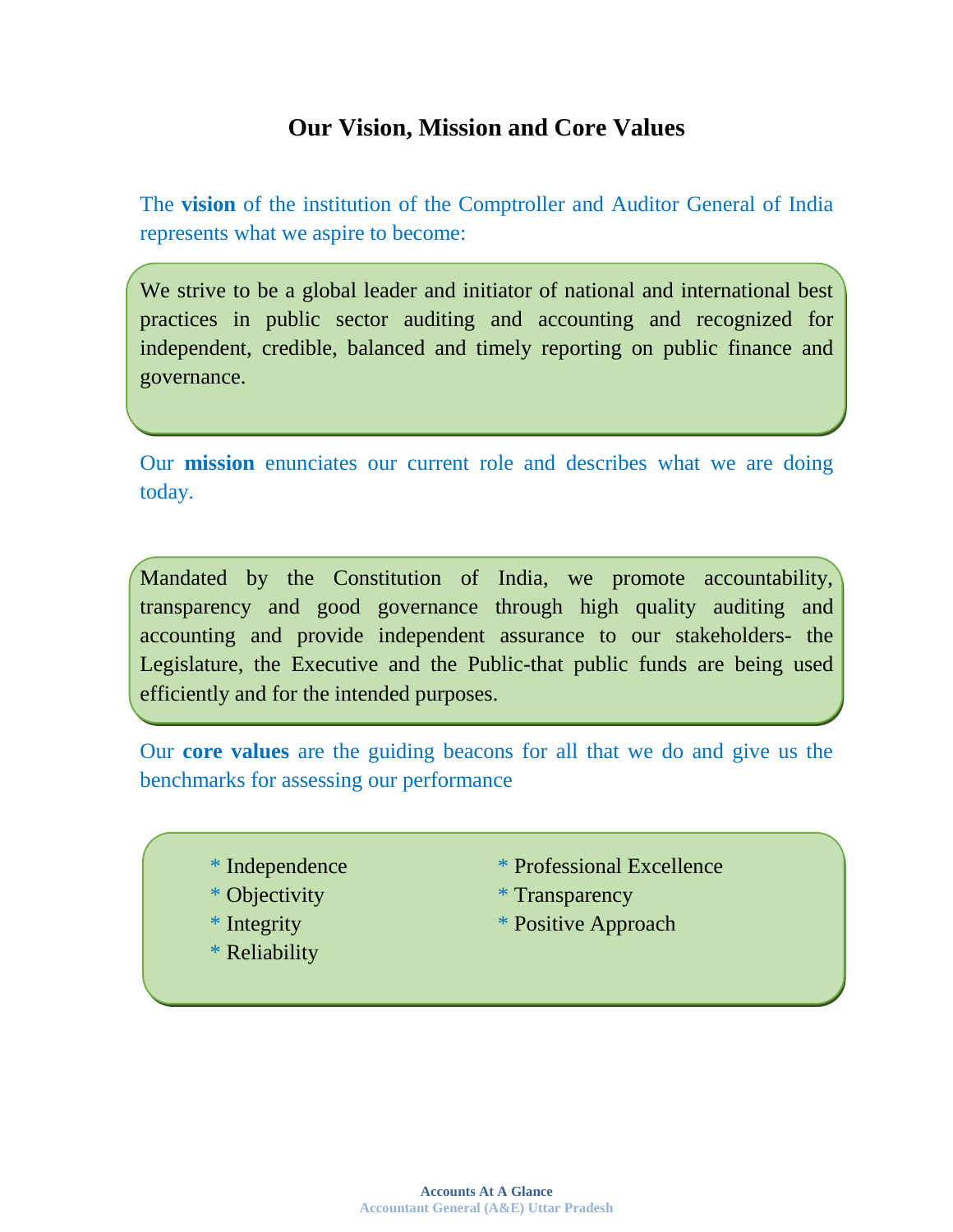# Our Vision, Mission and Core Values

The **vision** of the institution of the Comptroller and Auditor General of India represents what we aspire to become:

> We strive to be a global leader and initiator of national and international best practices in public sector auditing and accounting and recognized for independent, credible, balanced and timely reporting on public finance and governance.

Our **mission** enunciates our current role and describes what we are doing today.

> Mandated by the Constitution of India, we promote accountability, transparency and good governance through high quality auditing and accounting and provide independent assurance to our stakeholders- the Legislature, the Executive and the Public-that public funds are being used efficiently and for the intended purposes.

Our **core values** are the guiding beacons for all that we do and give us the benchmarks for assessing our performance

- Independence
- Objectivity
- Integrity
- Reliability
- Professional Excellence
- Transparency
- Positive Approach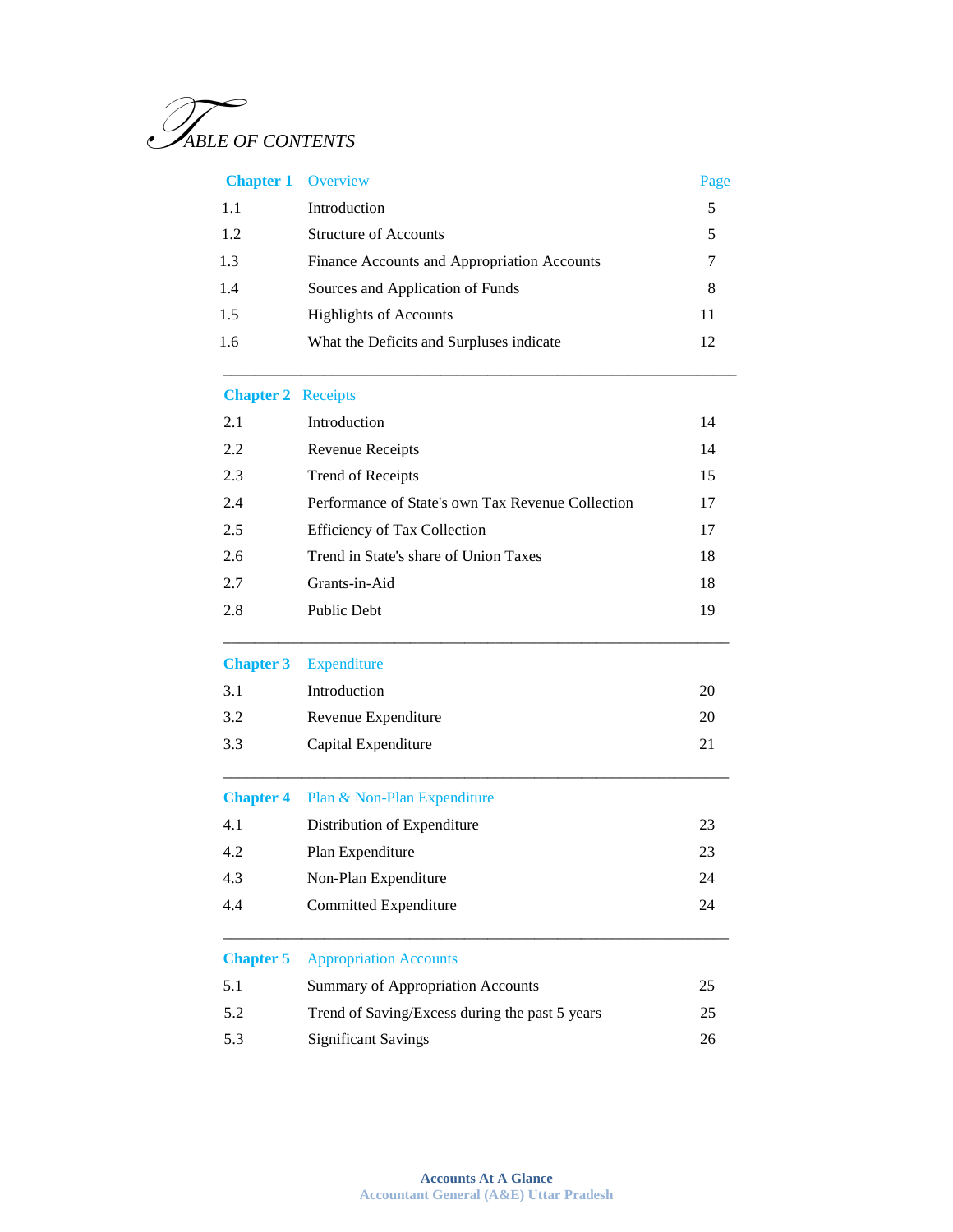# TABLE OF CONTENTS

| Chapter 1 | Overview | Page |
|---|---|---|
| 1.1 | Introduction | 5 |
| 1.2 | Structure of Accounts | 5 |
| 1.3 | Finance Accounts and Appropriation Accounts | 7 |
| 1.4 | Sources and Application of Funds | 8 |
| 1.5 | Highlights of Accounts | 11 |
| 1.6 | What the Deficits and Surpluses indicate | 12 |
| **Chapter 2** | **Receipts** | |
| 2.1 | Introduction | 14 |
| 2.2 | Revenue Receipts | 14 |
| 2.3 | Trend of Receipts | 15 |
| 2.4 | Performance of State's own Tax Revenue Collection | 17 |
| 2.5 | Efficiency of Tax Collection | 17 |
| 2.6 | Trend in State's share of Union Taxes | 18 |
| 2.7 | Grants-in-Aid | 18 |
| 2.8 | Public Debt | 19 |
| **Chapter 3** | **Expenditure** | |
| 3.1 | Introduction | 20 |
| 3.2 | Revenue Expenditure | 20 |
| 3.3 | Capital Expenditure | 21 |
| **Chapter 4** | **Plan & Non-Plan Expenditure** | |
| 4.1 | Distribution of Expenditure | 23 |
| 4.2 | Plan Expenditure | 23 |
| 4.3 | Non-Plan Expenditure | 24 |
| 4.4 | Committed Expenditure | 24 |
| **Chapter 5** | **Appropriation Accounts** | |
| 5.1 | Summary of Appropriation Accounts | 25 |
| 5.2 | Trend of Saving/Excess during the past 5 years | 25 |
| 5.3 | Significant Savings | 26 |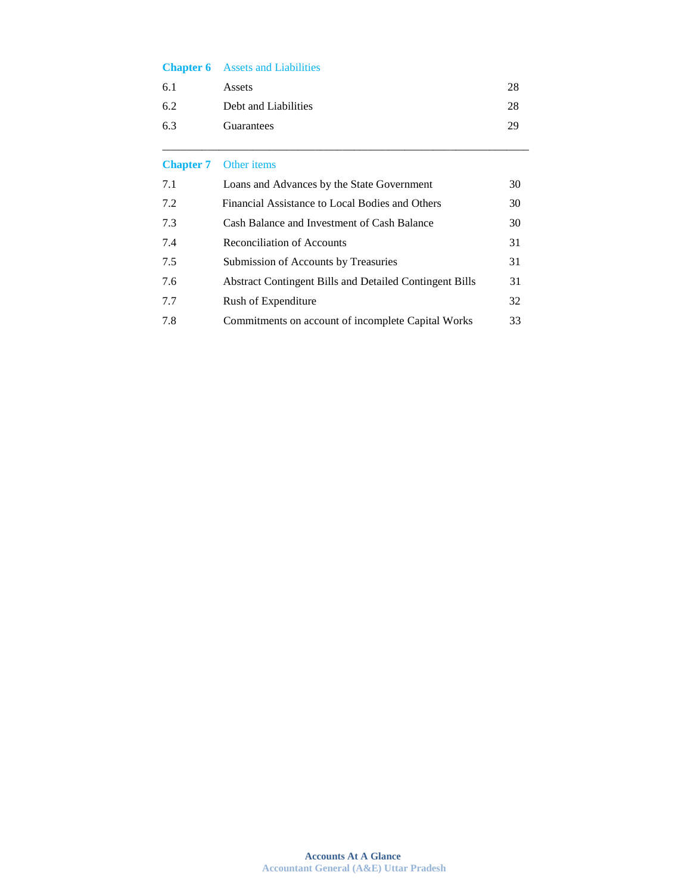| | | |
|---|---|---|
| **Chapter 6** | Assets and Liabilities | |
| 6.1 | Assets | 28 |
| 6.2 | Debt and Liabilities | 28 |
| 6.3 | Guarantees | 29 |

---

| | | |
|---|---|---|
| **Chapter 7** | Other items | |
| 7.1 | Loans and Advances by the State Government | 30 |
| 7.2 | Financial Assistance to Local Bodies and Others | 30 |
| 7.3 | Cash Balance and Investment of Cash Balance | 30 |
| 7.4 | Reconciliation of Accounts | 31 |
| 7.5 | Submission of Accounts by Treasuries | 31 |
| 7.6 | Abstract Contingent Bills and Detailed Contingent Bills | 31 |
| 7.7 | Rush of Expenditure | 32 |
| 7.8 | Commitments on account of incomplete Capital Works | 33 |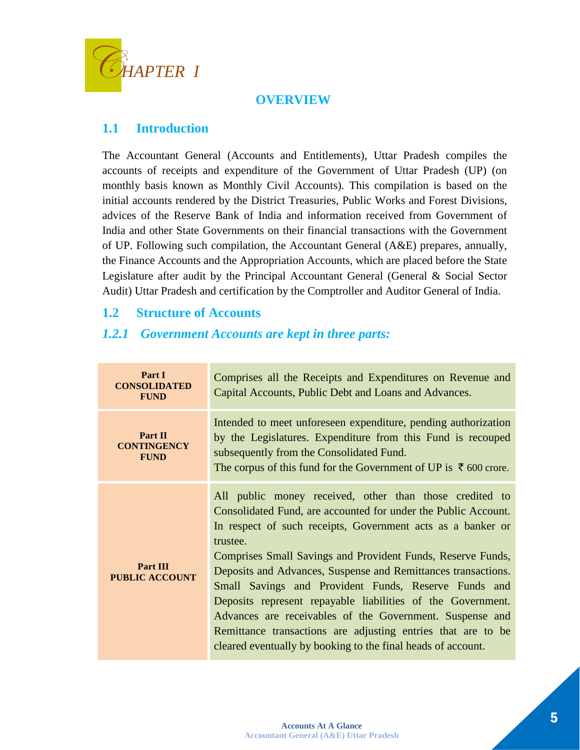# CHAPTER I

## OVERVIEW

### 1.1 Introduction

The Accountant General (Accounts and Entitlements), Uttar Pradesh compiles the accounts of receipts and expenditure of the Government of Uttar Pradesh (UP) (on monthly basis known as Monthly Civil Accounts). This compilation is based on the initial accounts rendered by the District Treasuries, Public Works and Forest Divisions, advices of the Reserve Bank of India and information received from Government of India and other State Governments on their financial transactions with the Government of UP. Following such compilation, the Accountant General (A&E) prepares, annually, the Finance Accounts and the Appropriation Accounts, which are placed before the State Legislature after audit by the Principal Accountant General (General & Social Sector Audit) Uttar Pradesh and certification by the Comptroller and Auditor General of India.

### 1.2 Structure of Accounts

#### *1.2.1 Government Accounts are kept in three parts:*

| Part | Description |
|---|---|
| **Part I CONSOLIDATED FUND** | Comprises all the Receipts and Expenditures on Revenue and Capital Accounts, Public Debt and Loans and Advances. |
| **Part II CONTINGENCY FUND** | Intended to meet unforeseen expenditure, pending authorization by the Legislatures. Expenditure from this Fund is recouped subsequently from the Consolidated Fund. The corpus of this fund for the Government of UP is ₹ 600 crore. |
| **Part III PUBLIC ACCOUNT** | All public money received, other than those credited to Consolidated Fund, are accounted for under the Public Account. In respect of such receipts, Government acts as a banker or trustee. Comprises Small Savings and Provident Funds, Reserve Funds, Deposits and Advances, Suspense and Remittances transactions. Small Savings and Provident Funds, Reserve Funds and Deposits represent repayable liabilities of the Government. Advances are receivables of the Government. Suspense and Remittance transactions are adjusting entries that are to be cleared eventually by booking to the final heads of account. |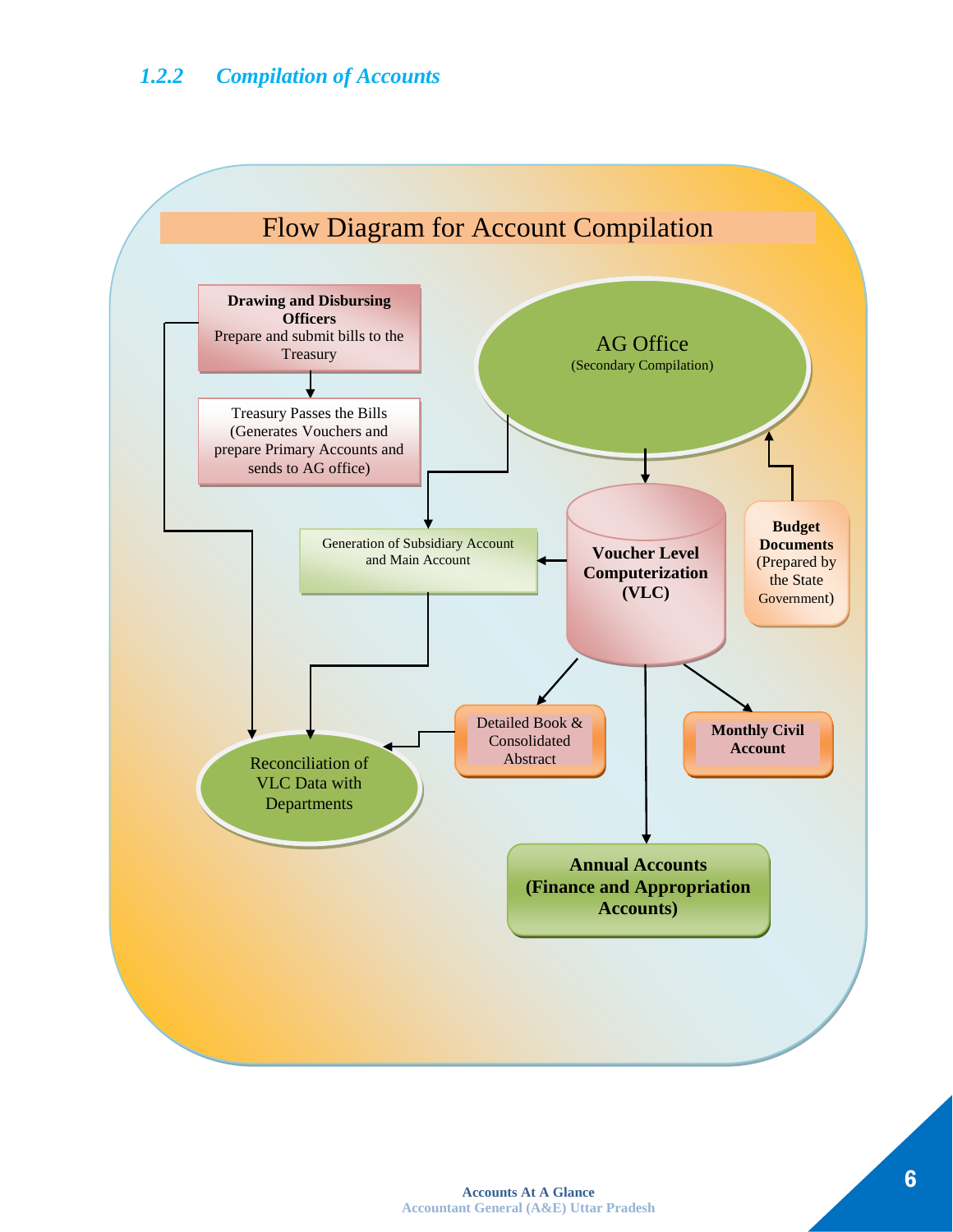### 1.2.2 Compilation of Accounts

**Flow Diagram for Account Compilation**

**Drawing and Disbursing Officers**
Prepare and submit bills to the Treasury

Treasury Passes the Bills (Generates Vouchers and prepare Primary Accounts and sends to AG office)

AG Office
(Secondary Compilation)

Generation of Subsidiary Account and Main Account

**Voucher Level Computerization (VLC)**

**Budget Documents** (Prepared by the State Government)

Detailed Book & Consolidated Abstract

**Monthly Civil Account**

Reconciliation of VLC Data with Departments

**Annual Accounts (Finance and Appropriation Accounts)**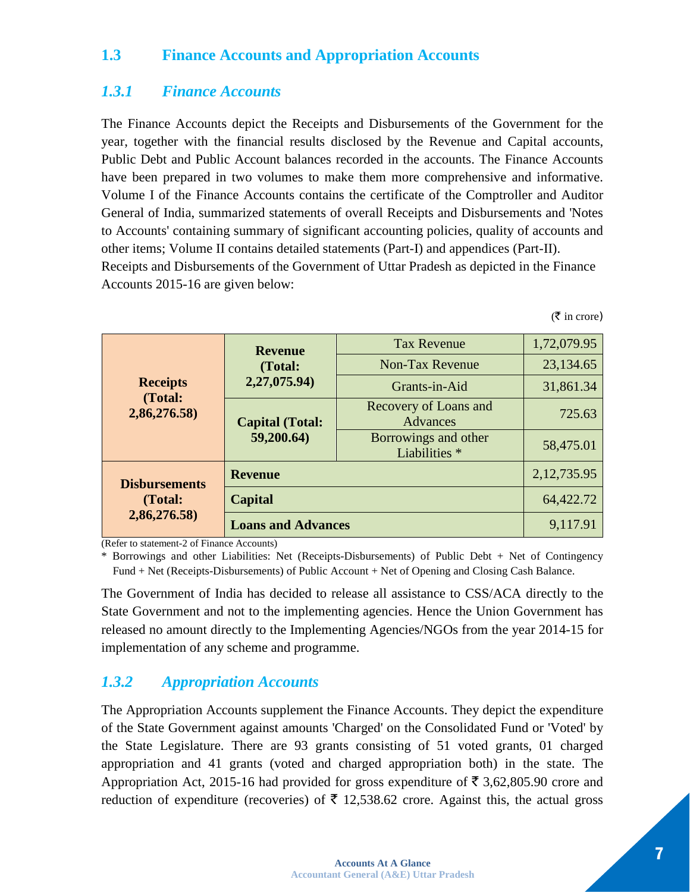## 1.3 Finance Accounts and Appropriation Accounts

### *1.3.1 Finance Accounts*

The Finance Accounts depict the Receipts and Disbursements of the Government for the year, together with the financial results disclosed by the Revenue and Capital accounts, Public Debt and Public Account balances recorded in the accounts. The Finance Accounts have been prepared in two volumes to make them more comprehensive and informative. Volume I of the Finance Accounts contains the certificate of the Comptroller and Auditor General of India, summarized statements of overall Receipts and Disbursements and 'Notes to Accounts' containing summary of significant accounting policies, quality of accounts and other items; Volume II contains detailed statements (Part-I) and appendices (Part-II).

Receipts and Disbursements of the Government of Uttar Pradesh as depicted in the Finance Accounts 2015-16 are given below:

(₹ in crore)

| | | | |
|---|---|---|---|
| **Receipts (Total: 2,86,276.58)** | **Revenue (Total: 2,27,075.94)** | Tax Revenue | 1,72,079.95 |
| | | Non-Tax Revenue | 23,134.65 |
| | | Grants-in-Aid | 31,861.34 |
| | **Capital (Total: 59,200.64)** | Recovery of Loans and Advances | 725.63 |
| | | Borrowings and other Liabilities * | 58,475.01 |
| **Disbursements (Total: 2,86,276.58)** | **Revenue** | | 2,12,735.95 |
| | **Capital** | | 64,422.72 |
| | **Loans and Advances** | | 9,117.91 |

(Refer to statement-2 of Finance Accounts)

* Borrowings and other Liabilities: Net (Receipts-Disbursements) of Public Debt + Net of Contingency Fund + Net (Receipts-Disbursements) of Public Account + Net of Opening and Closing Cash Balance.

The Government of India has decided to release all assistance to CSS/ACA directly to the State Government and not to the implementing agencies. Hence the Union Government has released no amount directly to the Implementing Agencies/NGOs from the year 2014-15 for implementation of any scheme and programme.

### *1.3.2 Appropriation Accounts*

The Appropriation Accounts supplement the Finance Accounts. They depict the expenditure of the State Government against amounts 'Charged' on the Consolidated Fund or 'Voted' by the State Legislature. There are 93 grants consisting of 51 voted grants, 01 charged appropriation and 41 grants (voted and charged appropriation both) in the state. The Appropriation Act, 2015-16 had provided for gross expenditure of ₹ 3,62,805.90 crore and reduction of expenditure (recoveries) of ₹ 12,538.62 crore. Against this, the actual gross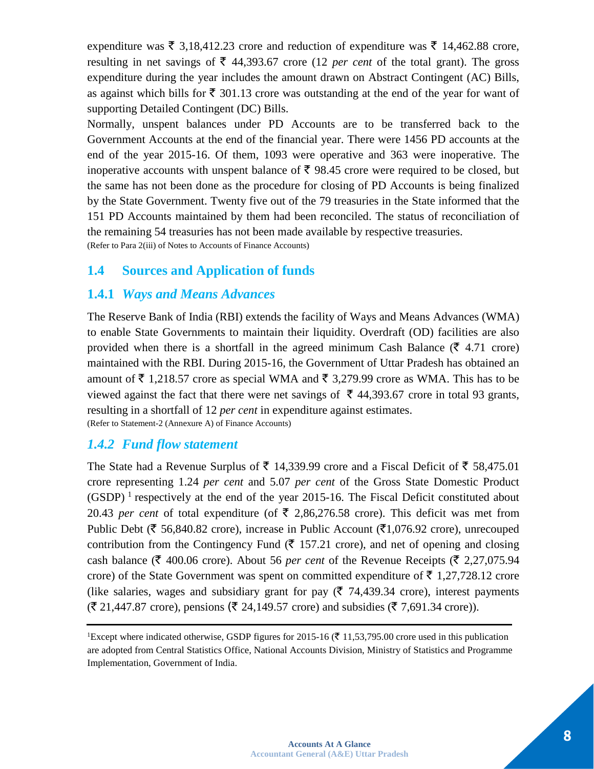expenditure was ₹ 3,18,412.23 crore and reduction of expenditure was ₹ 14,462.88 crore, resulting in net savings of ₹ 44,393.67 crore (12 *per cent* of the total grant). The gross expenditure during the year includes the amount drawn on Abstract Contingent (AC) Bills, as against which bills for ₹ 301.13 crore was outstanding at the end of the year for want of supporting Detailed Contingent (DC) Bills.

Normally, unspent balances under PD Accounts are to be transferred back to the Government Accounts at the end of the financial year. There were 1456 PD accounts at the end of the year 2015-16. Of them, 1093 were operative and 363 were inoperative. The inoperative accounts with unspent balance of ₹ 98.45 crore were required to be closed, but the same has not been done as the procedure for closing of PD Accounts is being finalized by the State Government. Twenty five out of the 79 treasuries in the State informed that the 151 PD Accounts maintained by them had been reconciled. The status of reconciliation of the remaining 54 treasuries has not been made available by respective treasuries.

(Refer to Para 2(iii) of Notes to Accounts of Finance Accounts)

## 1.4 Sources and Application of funds

### 1.4.1 *Ways and Means Advances*

The Reserve Bank of India (RBI) extends the facility of Ways and Means Advances (WMA) to enable State Governments to maintain their liquidity. Overdraft (OD) facilities are also provided when there is a shortfall in the agreed minimum Cash Balance (₹ 4.71 crore) maintained with the RBI. During 2015-16, the Government of Uttar Pradesh has obtained an amount of ₹ 1,218.57 crore as special WMA and ₹ 3,279.99 crore as WMA. This has to be viewed against the fact that there were net savings of ₹ 44,393.67 crore in total 93 grants, resulting in a shortfall of 12 *per cent* in expenditure against estimates.

(Refer to Statement-2 (Annexure A) of Finance Accounts)

### *1.4.2 Fund flow statement*

The State had a Revenue Surplus of ₹ 14,339.99 crore and a Fiscal Deficit of ₹ 58,475.01 crore representing 1.24 *per cent* and 5.07 *per cent* of the Gross State Domestic Product (GSDP) [1] respectively at the end of the year 2015-16. The Fiscal Deficit constituted about 20.43 *per cent* of total expenditure (of ₹ 2,86,276.58 crore). This deficit was met from Public Debt (₹ 56,840.82 crore), increase in Public Account (₹1,076.92 crore), unrecouped contribution from the Contingency Fund (₹ 157.21 crore), and net of opening and closing cash balance (₹ 400.06 crore). About 56 *per cent* of the Revenue Receipts (₹ 2,27,075.94 crore) of the State Government was spent on committed expenditure of ₹ 1,27,728.12 crore (like salaries, wages and subsidiary grant for pay (₹ 74,439.34 crore), interest payments (₹ 21,447.87 crore), pensions (₹ 24,149.57 crore) and subsidies (₹ 7,691.34 crore)).

---

[1] Except where indicated otherwise, GSDP figures for 2015-16 (₹ 11,53,795.00 crore used in this publication are adopted from Central Statistics Office, National Accounts Division, Ministry of Statistics and Programme Implementation, Government of India.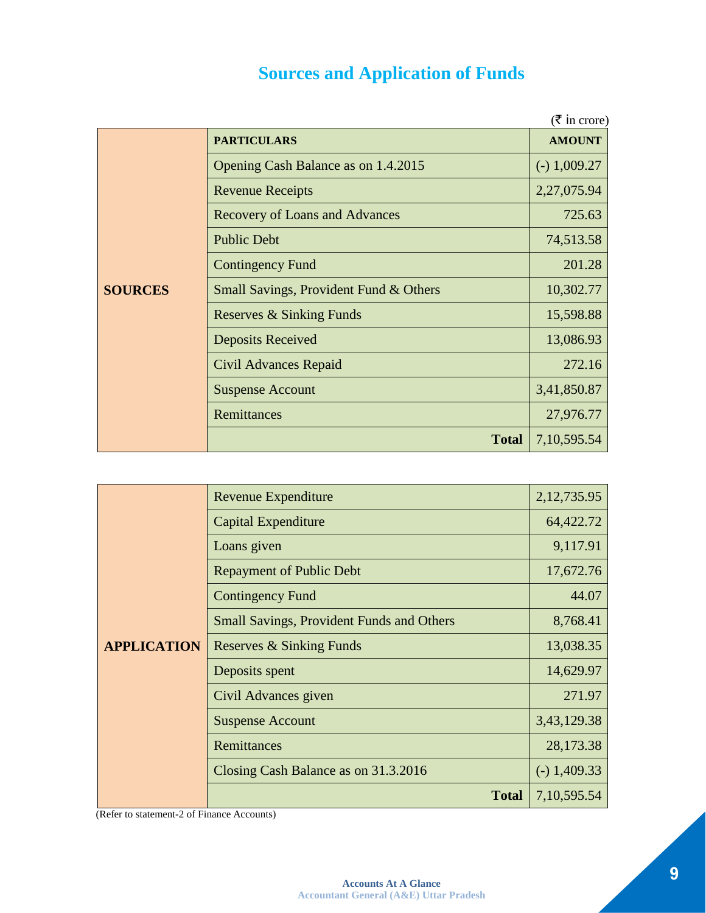# Sources and Application of Funds

(₹ in crore)

| | PARTICULARS | AMOUNT |
|---|---|---|
| SOURCES | Opening Cash Balance as on 1.4.2015 | (-) 1,009.27 |
| | Revenue Receipts | 2,27,075.94 |
| | Recovery of Loans and Advances | 725.63 |
| | Public Debt | 74,513.58 |
| | Contingency Fund | 201.28 |
| | Small Savings, Provident Fund & Others | 10,302.77 |
| | Reserves & Sinking Funds | 15,598.88 |
| | Deposits Received | 13,086.93 |
| | Civil Advances Repaid | 272.16 |
| | Suspense Account | 3,41,850.87 |
| | Remittances | 27,976.77 |
| | **Total** | 7,10,595.54 |

| | PARTICULARS | AMOUNT |
|---|---|---|
| APPLICATION | Revenue Expenditure | 2,12,735.95 |
| | Capital Expenditure | 64,422.72 |
| | Loans given | 9,117.91 |
| | Repayment of Public Debt | 17,672.76 |
| | Contingency Fund | 44.07 |
| | Small Savings, Provident Funds and Others | 8,768.41 |
| | Reserves & Sinking Funds | 13,038.35 |
| | Deposits spent | 14,629.97 |
| | Civil Advances given | 271.97 |
| | Suspense Account | 3,43,129.38 |
| | Remittances | 28,173.38 |
| | Closing Cash Balance as on 31.3.2016 | (-) 1,409.33 |
| | **Total** | 7,10,595.54 |

(Refer to statement-2 of Finance Accounts)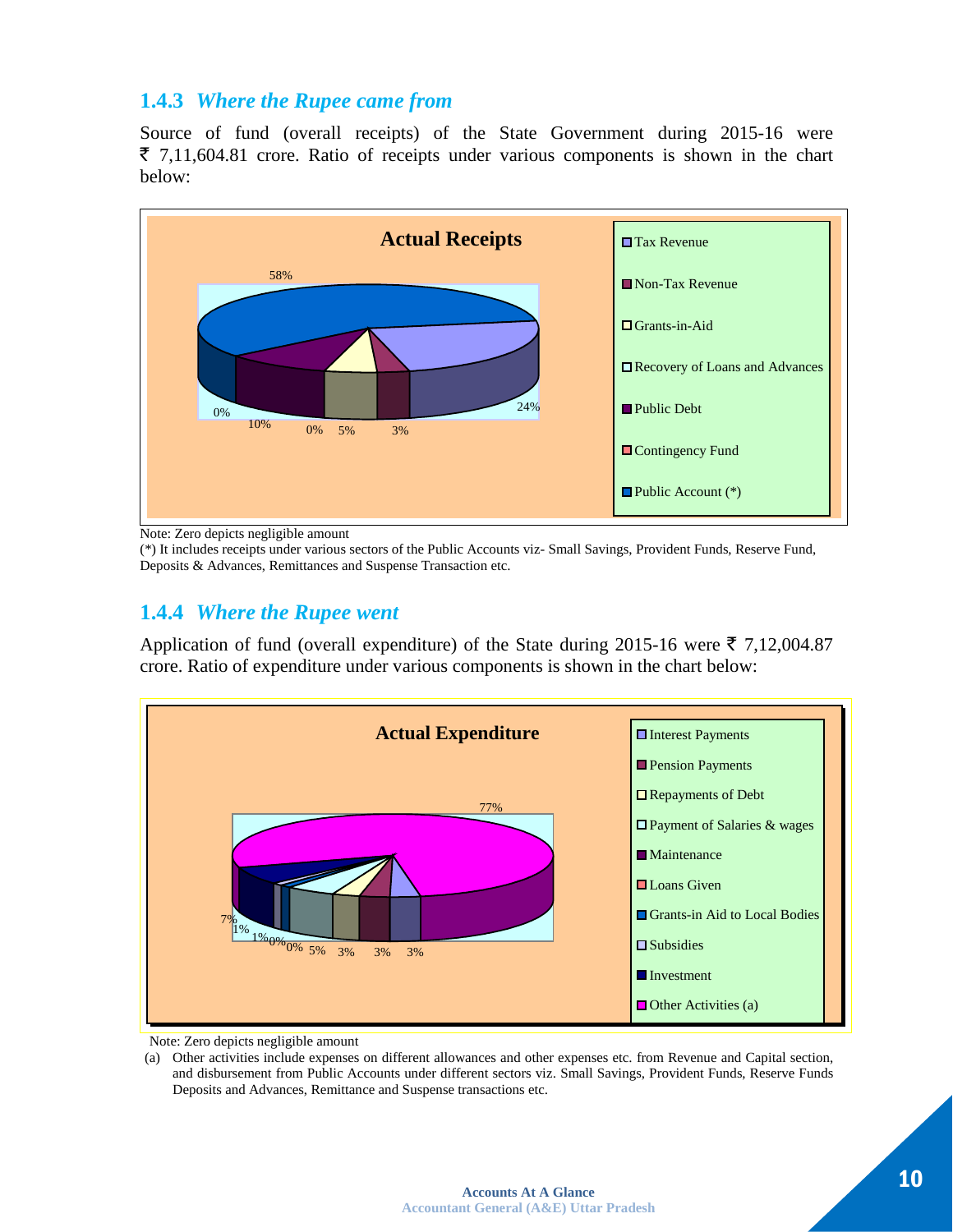### 1.4.3 *Where the Rupee came from*

Source of fund (overall receipts) of the State Government during 2015-16 were ₹ 7,11,604.81 crore. Ratio of receipts under various components is shown in the chart below:

**Actual Receipts**

| Component | Share |
|---|---|
| Tax Revenue | 24% |
| Non-Tax Revenue | 3% |
| Grants-in-Aid | 5% |
| Recovery of Loans and Advances | 0% |
| Public Debt | 10% |
| Contingency Fund | 0% |
| Public Account (*) | 58% |

Note: Zero depicts negligible amount

(*) It includes receipts under various sectors of the Public Accounts viz- Small Savings, Provident Funds, Reserve Fund, Deposits & Advances, Remittances and Suspense Transaction etc.

### 1.4.4 *Where the Rupee went*

Application of fund (overall expenditure) of the State during 2015-16 were ₹ 7,12,004.87 crore. Ratio of expenditure under various components is shown in the chart below:

**Actual Expenditure**

| Component | Share |
|---|---|
| Interest Payments | 3% |
| Pension Payments | 3% |
| Repayments of Debt | 3% |
| Payment of Salaries & wages | 5% |
| Maintenance | 0% |
| Loans Given | 0% |
| Grants-in Aid to Local Bodies | 1% |
| Subsidies | 1% |
| Investment | 7% |
| Other Activities (a) | 77% |

Note: Zero depicts negligible amount

(a) Other activities include expenses on different allowances and other expenses etc. from Revenue and Capital section, and disbursement from Public Accounts under different sectors viz. Small Savings, Provident Funds, Reserve Funds Deposits and Advances, Remittance and Suspense transactions etc.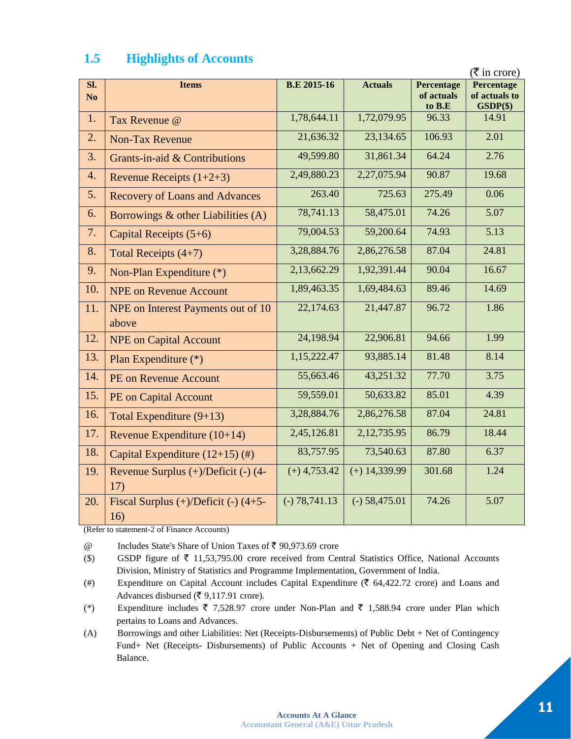## 1.5 Highlights of Accounts

(₹ in crore)

| Sl. No | Items | B.E 2015-16 | Actuals | Percentage of actuals to B.E | Percentage of actuals to GSDP($) |
|---|---|---|---|---|---|
| 1. | Tax Revenue @ | 1,78,644.11 | 1,72,079.95 | 96.33 | 14.91 |
| 2. | Non-Tax Revenue | 21,636.32 | 23,134.65 | 106.93 | 2.01 |
| 3. | Grants-in-aid & Contributions | 49,599.80 | 31,861.34 | 64.24 | 2.76 |
| 4. | Revenue Receipts (1+2+3) | 2,49,880.23 | 2,27,075.94 | 90.87 | 19.68 |
| 5. | Recovery of Loans and Advances | 263.40 | 725.63 | 275.49 | 0.06 |
| 6. | Borrowings & other Liabilities (A) | 78,741.13 | 58,475.01 | 74.26 | 5.07 |
| 7. | Capital Receipts (5+6) | 79,004.53 | 59,200.64 | 74.93 | 5.13 |
| 8. | Total Receipts (4+7) | 3,28,884.76 | 2,86,276.58 | 87.04 | 24.81 |
| 9. | Non-Plan Expenditure (*) | 2,13,662.29 | 1,92,391.44 | 90.04 | 16.67 |
| 10. | NPE on Revenue Account | 1,89,463.35 | 1,69,484.63 | 89.46 | 14.69 |
| 11. | NPE on Interest Payments out of 10 above | 22,174.63 | 21,447.87 | 96.72 | 1.86 |
| 12. | NPE on Capital Account | 24,198.94 | 22,906.81 | 94.66 | 1.99 |
| 13. | Plan Expenditure (*) | 1,15,222.47 | 93,885.14 | 81.48 | 8.14 |
| 14. | PE on Revenue Account | 55,663.46 | 43,251.32 | 77.70 | 3.75 |
| 15. | PE on Capital Account | 59,559.01 | 50,633.82 | 85.01 | 4.39 |
| 16. | Total Expenditure (9+13) | 3,28,884.76 | 2,86,276.58 | 87.04 | 24.81 |
| 17. | Revenue Expenditure (10+14) | 2,45,126.81 | 2,12,735.95 | 86.79 | 18.44 |
| 18. | Capital Expenditure (12+15) (#) | 83,757.95 | 73,540.63 | 87.80 | 6.37 |
| 19. | Revenue Surplus (+)/Deficit (-) (4-17) | (+) 4,753.42 | (+) 14,339.99 | 301.68 | 1.24 |
| 20. | Fiscal Surplus (+)/Deficit (-) (4+5-16) | (-) 78,741.13 | (-) 58,475.01 | 74.26 | 5.07 |

(Refer to statement-2 of Finance Accounts)

@ Includes State's Share of Union Taxes of ₹ 90,973.69 crore

($) GSDP figure of ₹ 11,53,795.00 crore received from Central Statistics Office, National Accounts Division, Ministry of Statistics and Programme Implementation, Government of India.

(#) Expenditure on Capital Account includes Capital Expenditure (₹ 64,422.72 crore) and Loans and Advances disbursed (₹ 9,117.91 crore).

(*) Expenditure includes ₹ 7,528.97 crore under Non-Plan and ₹ 1,588.94 crore under Plan which pertains to Loans and Advances.

(A) Borrowings and other Liabilities: Net (Receipts-Disbursements) of Public Debt + Net of Contingency Fund+ Net (Receipts- Disbursements) of Public Accounts + Net of Opening and Closing Cash Balance.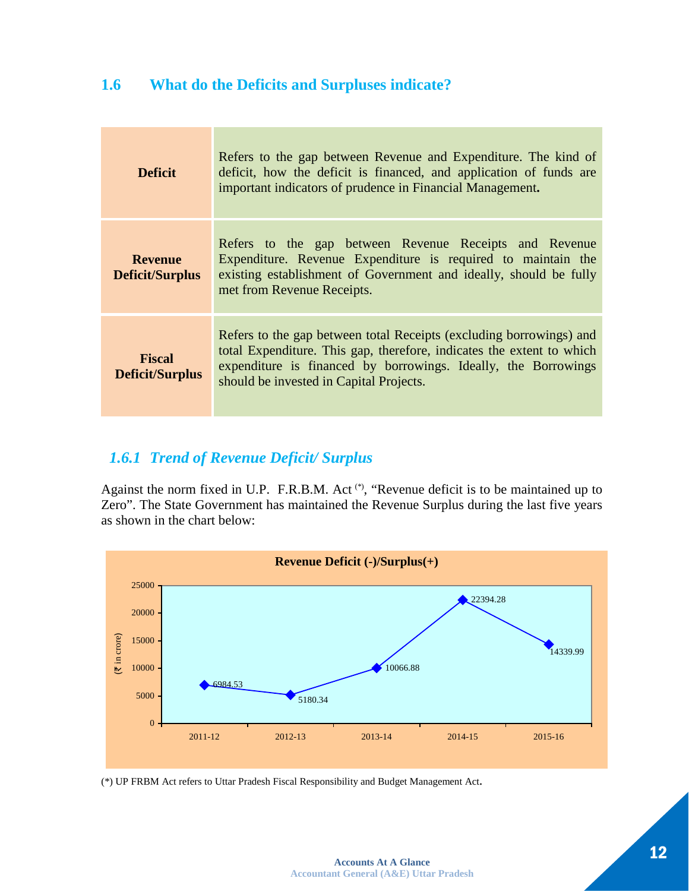## 1.6 What do the Deficits and Surpluses indicate?

| | |
|---|---|
| **Deficit** | Refers to the gap between Revenue and Expenditure. The kind of deficit, how the deficit is financed, and application of funds are important indicators of prudence in Financial Management**.** |
| **Revenue Deficit/Surplus** | Refers to the gap between Revenue Receipts and Revenue Expenditure. Revenue Expenditure is required to maintain the existing establishment of Government and ideally, should be fully met from Revenue Receipts. |
| **Fiscal Deficit/Surplus** | Refers to the gap between total Receipts (excluding borrowings) and total Expenditure. This gap, therefore, indicates the extent to which expenditure is financed by borrowings. Ideally, the Borrowings should be invested in Capital Projects. |

### *1.6.1 Trend of Revenue Deficit/ Surplus*

Against the norm fixed in U.P. F.R.B.M. Act [(*)], "Revenue deficit is to be maintained up to Zero". The State Government has maintained the Revenue Surplus during the last five years as shown in the chart below:

**Revenue Deficit (-)/Surplus(+)**

(₹ in crore)

| Year | Revenue Deficit (-)/Surplus(+) |
|---|---|
| 2011-12 | 6984.53 |
| 2012-13 | 5180.34 |
| 2013-14 | 10066.88 |
| 2014-15 | 22394.28 |
| 2015-16 | 14339.99 |

(*) UP FRBM Act refers to Uttar Pradesh Fiscal Responsibility and Budget Management Act**.**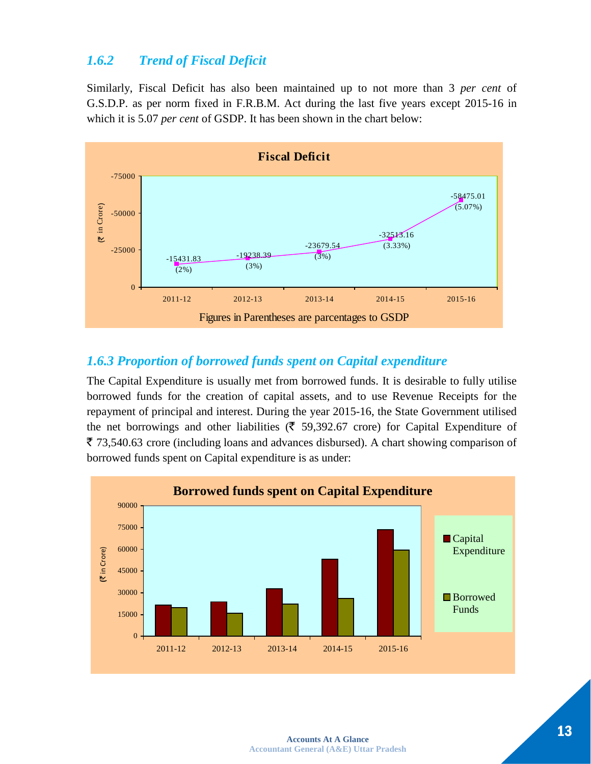### 1.6.2 Trend of Fiscal Deficit

Similarly, Fiscal Deficit has also been maintained up to not more than 3 *per cent* of G.S.D.P. as per norm fixed in F.R.B.M. Act during the last five years except 2015-16 in which it is 5.07 *per cent* of GSDP. It has been shown in the chart below:

**Fiscal Deficit**

| Year | Fiscal Deficit (₹ in Crore) |
|---|---|
| 2011-12 | -15431.83 (2%) |
| 2012-13 | -19238.39 (3%) |
| 2013-14 | -23679.54 (3%) |
| 2014-15 | -32513.16 (3.33%) |
| 2015-16 | -58475.01 (5.07%) |

Figures in Parentheses are percentages to GSDP

### 1.6.3 Proportion of borrowed funds spent on Capital expenditure

The Capital Expenditure is usually met from borrowed funds. It is desirable to fully utilise borrowed funds for the creation of capital assets, and to use Revenue Receipts for the repayment of principal and interest. During the year 2015-16, the State Government utilised the net borrowings and other liabilities (₹ 59,392.67 crore) for Capital Expenditure of ₹ 73,540.63 crore (including loans and advances disbursed). A chart showing comparison of borrowed funds spent on Capital expenditure is as under:

**Borrowed funds spent on Capital Expenditure**

(₹ in Crore); Legend: Capital Expenditure, Borrowed Funds; Years: 2011-12, 2012-13, 2013-14, 2014-15, 2015-16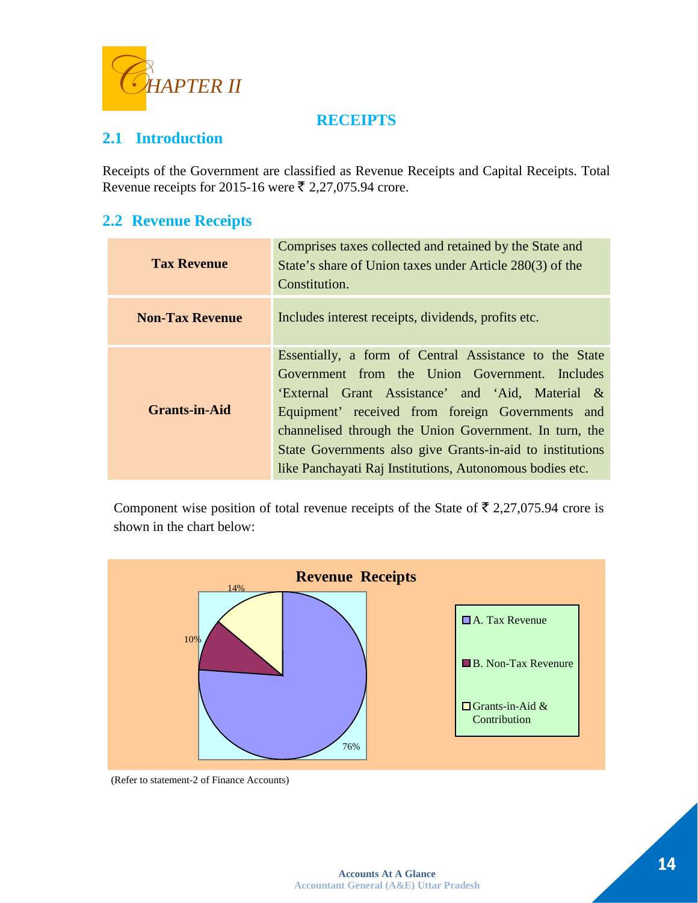# CHAPTER II

## RECEIPTS

## 2.1 Introduction

Receipts of the Government are classified as Revenue Receipts and Capital Receipts. Total Revenue receipts for 2015-16 were ₹ 2,27,075.94 crore.

## 2.2 Revenue Receipts

| | |
|---|---|
| **Tax Revenue** | Comprises taxes collected and retained by the State and State's share of Union taxes under Article 280(3) of the Constitution. |
| **Non-Tax Revenue** | Includes interest receipts, dividends, profits etc. |
| **Grants-in-Aid** | Essentially, a form of Central Assistance to the State Government from the Union Government. Includes 'External Grant Assistance' and 'Aid, Material & Equipment' received from foreign Governments and channelised through the Union Government. In turn, the State Governments also give Grants-in-aid to institutions like Panchayati Raj Institutions, Autonomous bodies etc. |

Component wise position of total revenue receipts of the State of ₹ 2,27,075.94 crore is shown in the chart below:

**Revenue Receipts**

- A. Tax Revenue: 76%
- B. Non-Tax Revenue: 10%
- Grants-in-Aid & Contribution: 14%

(Refer to statement-2 of Finance Accounts)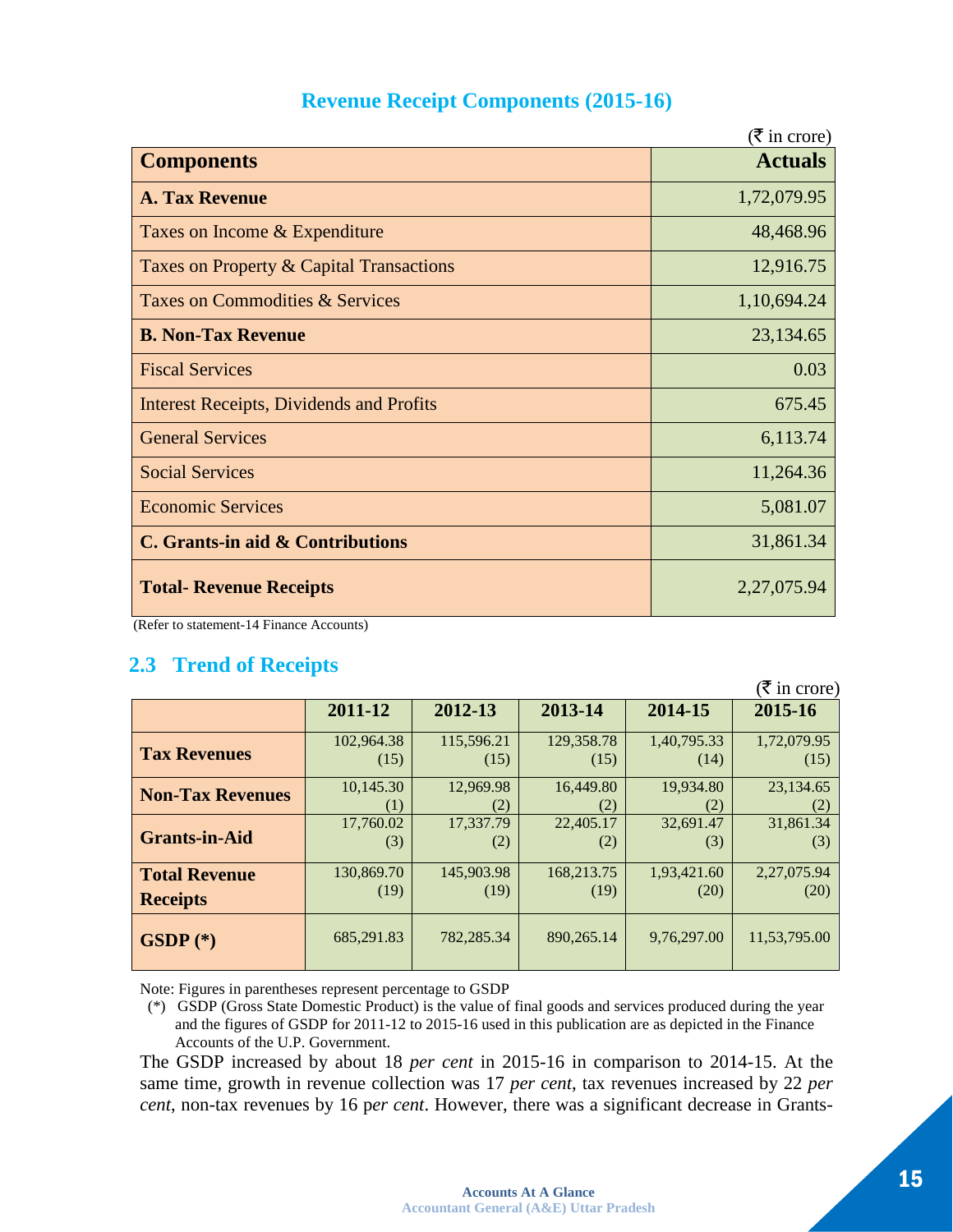## Revenue Receipt Components (2015-16)

(₹ in crore)

| Components | Actuals |
|---|---|
| **A. Tax Revenue** | 1,72,079.95 |
| Taxes on Income & Expenditure | 48,468.96 |
| Taxes on Property & Capital Transactions | 12,916.75 |
| Taxes on Commodities & Services | 1,10,694.24 |
| **B. Non-Tax Revenue** | 23,134.65 |
| Fiscal Services | 0.03 |
| Interest Receipts, Dividends and Profits | 675.45 |
| General Services | 6,113.74 |
| Social Services | 11,264.36 |
| Economic Services | 5,081.07 |
| **C. Grants-in aid & Contributions** | 31,861.34 |
| **Total- Revenue Receipts** | 2,27,075.94 |

(Refer to statement-14 Finance Accounts)

## 2.3 Trend of Receipts

(₹ in crore)

| | 2011-12 | 2012-13 | 2013-14 | 2014-15 | 2015-16 |
|---|---|---|---|---|---|
| **Tax Revenues** | 102,964.38 (15) | 115,596.21 (15) | 129,358.78 (15) | 1,40,795.33 (14) | 1,72,079.95 (15) |
| **Non-Tax Revenues** | 10,145.30 (1) | 12,969.98 (2) | 16,449.80 (2) | 19,934.80 (2) | 23,134.65 (2) |
| **Grants-in-Aid** | 17,760.02 (3) | 17,337.79 (2) | 22,405.17 (2) | 32,691.47 (3) | 31,861.34 (3) |
| **Total Revenue Receipts** | 130,869.70 (19) | 145,903.98 (19) | 168,213.75 (19) | 1,93,421.60 (20) | 2,27,075.94 (20) |
| **GSDP (*)** | 685,291.83 | 782,285.34 | 890,265.14 | 9,76,297.00 | 11,53,795.00 |

Note: Figures in parentheses represent percentage to GSDP

(*) GSDP (Gross State Domestic Product) is the value of final goods and services produced during the year and the figures of GSDP for 2011-12 to 2015-16 used in this publication are as depicted in the Finance Accounts of the U.P. Government.

The GSDP increased by about 18 *per cent* in 2015-16 in comparison to 2014-15. At the same time, growth in revenue collection was 17 *per cent*, tax revenues increased by 22 *per cent*, non-tax revenues by 16 p*er cent*. However, there was a significant decrease in Grants-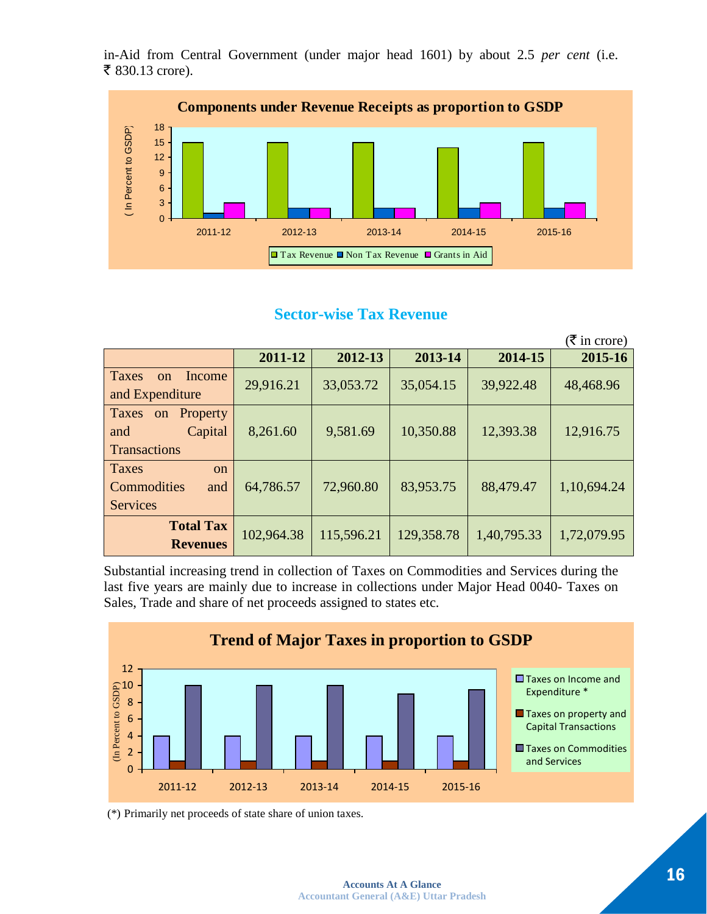in-Aid from Central Government (under major head 1601) by about 2.5 *per cent* (i.e. ₹ 830.13 crore).

**Components under Revenue Receipts as proportion to GSDP**

( In Percent to GSDP)

| | 2011-12 | 2012-13 | 2013-14 | 2014-15 | 2015-16 |
|---|---|---|---|---|---|
| Tax Revenue | 15 | 15 | 15 | 14 | 15 |
| Non Tax Revenue | 1 | 2 | 2 | 2 | 2 |
| Grants in Aid | 3 | 2 | 2 | 3 | 3 |

## Sector-wise Tax Revenue

(₹ in crore)

| | 2011-12 | 2012-13 | 2013-14 | 2014-15 | 2015-16 |
|---|---|---|---|---|---|
| Taxes on Income and Expenditure | 29,916.21 | 33,053.72 | 35,054.15 | 39,922.48 | 48,468.96 |
| Taxes on Property and Capital Transactions | 8,261.60 | 9,581.69 | 10,350.88 | 12,393.38 | 12,916.75 |
| Taxes on Commodities and Services | 64,786.57 | 72,960.80 | 83,953.75 | 88,479.47 | 1,10,694.24 |
| **Total Tax Revenues** | 102,964.38 | 115,596.21 | 129,358.78 | 1,40,795.33 | 1,72,079.95 |

Substantial increasing trend in collection of Taxes on Commodities and Services during the last five years are mainly due to increase in collections under Major Head 0040- Taxes on Sales, Trade and share of net proceeds assigned to states etc.

**Trend of Major Taxes in proportion to GSDP**

(In Percent to GSDP)

| | 2011-12 | 2012-13 | 2013-14 | 2014-15 | 2015-16 |
|---|---|---|---|---|---|
| Taxes on Income and Expenditure * | 4 | 4 | 4 | 4 | 4 |
| Taxes on property and Capital Transactions | 1 | 1 | 1 | 1 | 1 |
| Taxes on Commodities and Services | 10 | 10 | 10 | 9 | 9.5 |

(*) Primarily net proceeds of state share of union taxes.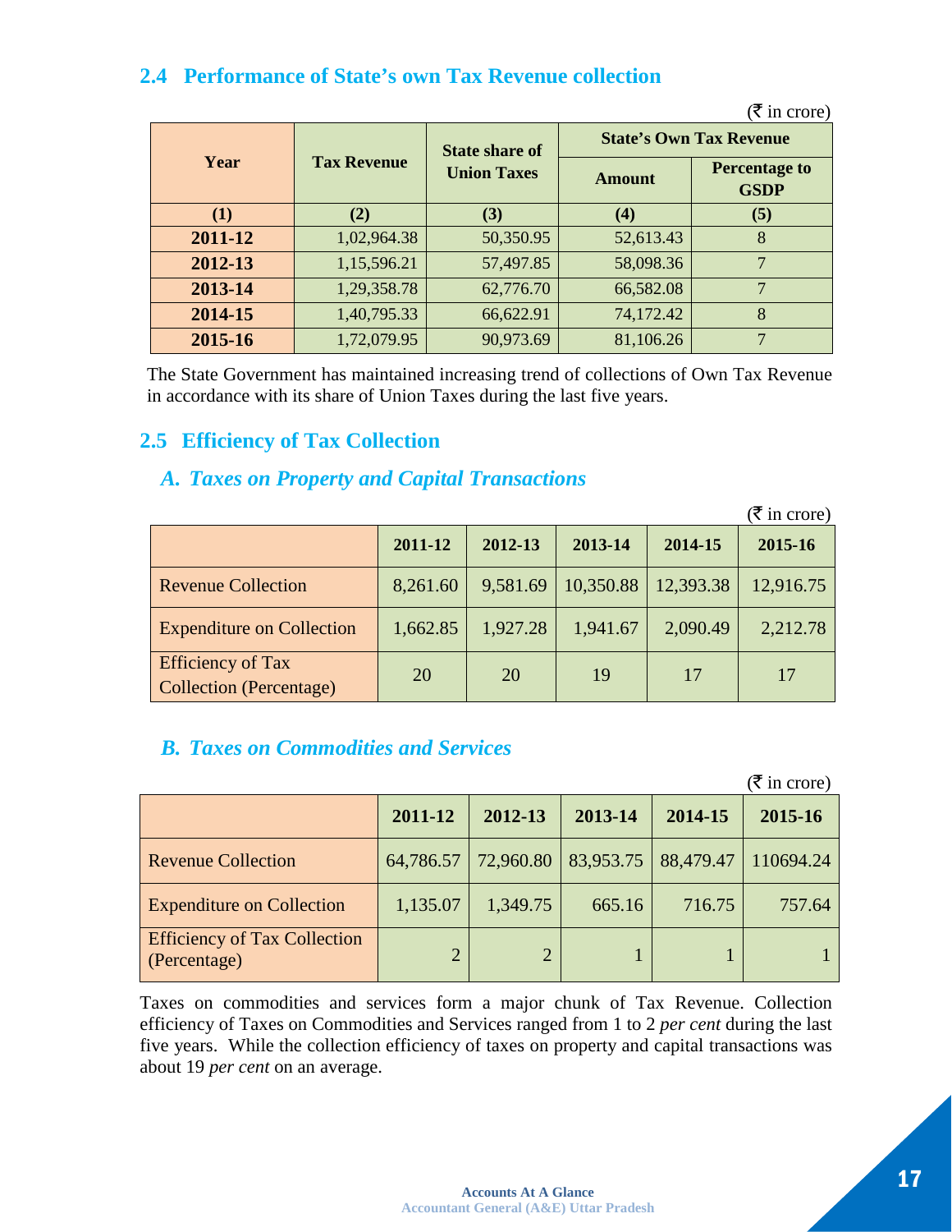## 2.4 Performance of State's own Tax Revenue collection

(₹ in crore)

| Year | Tax Revenue | State share of Union Taxes | State's Own Tax Revenue | |
|---|---|---|---|---|
| | | | Amount | Percentage to GSDP |
| (1) | (2) | (3) | (4) | (5) |
| 2011-12 | 1,02,964.38 | 50,350.95 | 52,613.43 | 8 |
| 2012-13 | 1,15,596.21 | 57,497.85 | 58,098.36 | 7 |
| 2013-14 | 1,29,358.78 | 62,776.70 | 66,582.08 | 7 |
| 2014-15 | 1,40,795.33 | 66,622.91 | 74,172.42 | 8 |
| 2015-16 | 1,72,079.95 | 90,973.69 | 81,106.26 | 7 |

The State Government has maintained increasing trend of collections of Own Tax Revenue in accordance with its share of Union Taxes during the last five years.

## 2.5 Efficiency of Tax Collection

### *A. Taxes on Property and Capital Transactions*

(₹ in crore)

| | 2011-12 | 2012-13 | 2013-14 | 2014-15 | 2015-16 |
|---|---|---|---|---|---|
| Revenue Collection | 8,261.60 | 9,581.69 | 10,350.88 | 12,393.38 | 12,916.75 |
| Expenditure on Collection | 1,662.85 | 1,927.28 | 1,941.67 | 2,090.49 | 2,212.78 |
| Efficiency of Tax Collection (Percentage) | 20 | 20 | 19 | 17 | 17 |

### *B. Taxes on Commodities and Services*

(₹ in crore)

| | 2011-12 | 2012-13 | 2013-14 | 2014-15 | 2015-16 |
|---|---|---|---|---|---|
| Revenue Collection | 64,786.57 | 72,960.80 | 83,953.75 | 88,479.47 | 110694.24 |
| Expenditure on Collection | 1,135.07 | 1,349.75 | 665.16 | 716.75 | 757.64 |
| Efficiency of Tax Collection (Percentage) | 2 | 2 | 1 | 1 | 1 |

Taxes on commodities and services form a major chunk of Tax Revenue. Collection efficiency of Taxes on Commodities and Services ranged from 1 to 2 *per cent* during the last five years. While the collection efficiency of taxes on property and capital transactions was about 19 *per cent* on an average.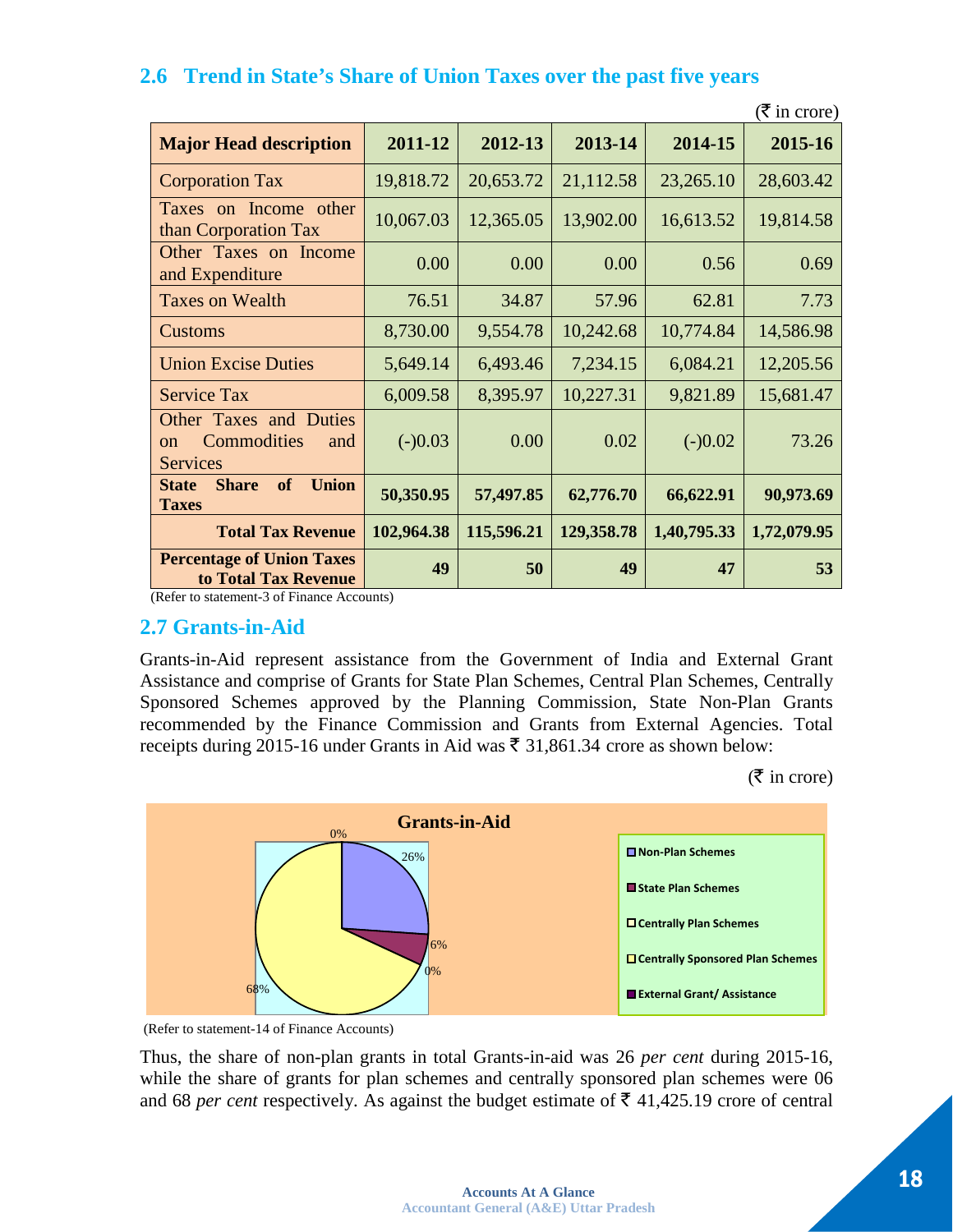## 2.6 Trend in State's Share of Union Taxes over the past five years

(₹ in crore)

| Major Head description | 2011-12 | 2012-13 | 2013-14 | 2014-15 | 2015-16 |
|---|---|---|---|---|---|
| Corporation Tax | 19,818.72 | 20,653.72 | 21,112.58 | 23,265.10 | 28,603.42 |
| Taxes on Income other than Corporation Tax | 10,067.03 | 12,365.05 | 13,902.00 | 16,613.52 | 19,814.58 |
| Other Taxes on Income and Expenditure | 0.00 | 0.00 | 0.00 | 0.56 | 0.69 |
| Taxes on Wealth | 76.51 | 34.87 | 57.96 | 62.81 | 7.73 |
| Customs | 8,730.00 | 9,554.78 | 10,242.68 | 10,774.84 | 14,586.98 |
| Union Excise Duties | 5,649.14 | 6,493.46 | 7,234.15 | 6,084.21 | 12,205.56 |
| Service Tax | 6,009.58 | 8,395.97 | 10,227.31 | 9,821.89 | 15,681.47 |
| Other Taxes and Duties on Commodities and Services | (-)0.03 | 0.00 | 0.02 | (-)0.02 | 73.26 |
| **State Share of Union Taxes** | **50,350.95** | **57,497.85** | **62,776.70** | **66,622.91** | **90,973.69** |
| **Total Tax Revenue** | **102,964.38** | **115,596.21** | **129,358.78** | **1,40,795.33** | **1,72,079.95** |
| **Percentage of Union Taxes to Total Tax Revenue** | **49** | **50** | **49** | **47** | **53** |

(Refer to statement-3 of Finance Accounts)

## 2.7 Grants-in-Aid

Grants-in-Aid represent assistance from the Government of India and External Grant Assistance and comprise of Grants for State Plan Schemes, Central Plan Schemes, Centrally Sponsored Schemes approved by the Planning Commission, State Non-Plan Grants recommended by the Finance Commission and Grants from External Agencies. Total receipts during 2015-16 under Grants in Aid was ₹ 31,861.34 crore as shown below:

(₹ in crore)

**Grants-in-Aid**

- Non-Plan Schemes: 26%
- State Plan Schemes: 6%
- Centrally Plan Schemes: 0%
- Centrally Sponsored Plan Schemes: 68%
- External Grant/ Assistance: 0%

(Refer to statement-14 of Finance Accounts)

Thus, the share of non-plan grants in total Grants-in-aid was 26 *per cent* during 2015-16, while the share of grants for plan schemes and centrally sponsored plan schemes were 06 and 68 *per cent* respectively. As against the budget estimate of ₹ 41,425.19 crore of central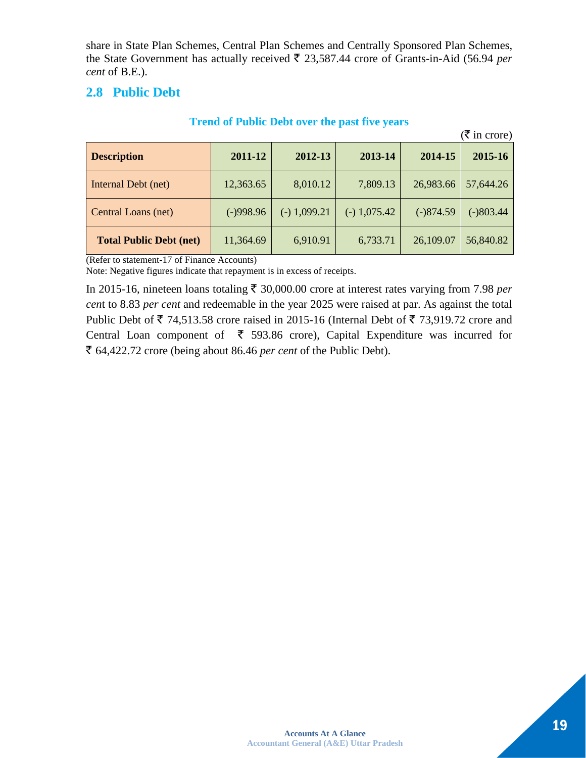share in State Plan Schemes, Central Plan Schemes and Centrally Sponsored Plan Schemes, the State Government has actually received ₹ 23,587.44 crore of Grants-in-Aid (56.94 *per cent* of B.E.).

## 2.8 Public Debt

**Trend of Public Debt over the past five years**

(₹ in crore)

| Description | 2011-12 | 2012-13 | 2013-14 | 2014-15 | 2015-16 |
|---|---|---|---|---|---|
| Internal Debt (net) | 12,363.65 | 8,010.12 | 7,809.13 | 26,983.66 | 57,644.26 |
| Central Loans (net) | (-)998.96 | (-) 1,099.21 | (-) 1,075.42 | (-)874.59 | (-)803.44 |
| **Total Public Debt (net)** | 11,364.69 | 6,910.91 | 6,733.71 | 26,109.07 | 56,840.82 |

(Refer to statement-17 of Finance Accounts)

Note: Negative figures indicate that repayment is in excess of receipts.

In 2015-16, nineteen loans totaling ₹ 30,000.00 crore at interest rates varying from 7.98 *per cent* to 8.83 *per cent* and redeemable in the year 2025 were raised at par. As against the total Public Debt of ₹ 74,513.58 crore raised in 2015-16 (Internal Debt of ₹ 73,919.72 crore and Central Loan component of ₹ 593.86 crore), Capital Expenditure was incurred for ₹ 64,422.72 crore (being about 86.46 *per cent* of the Public Debt).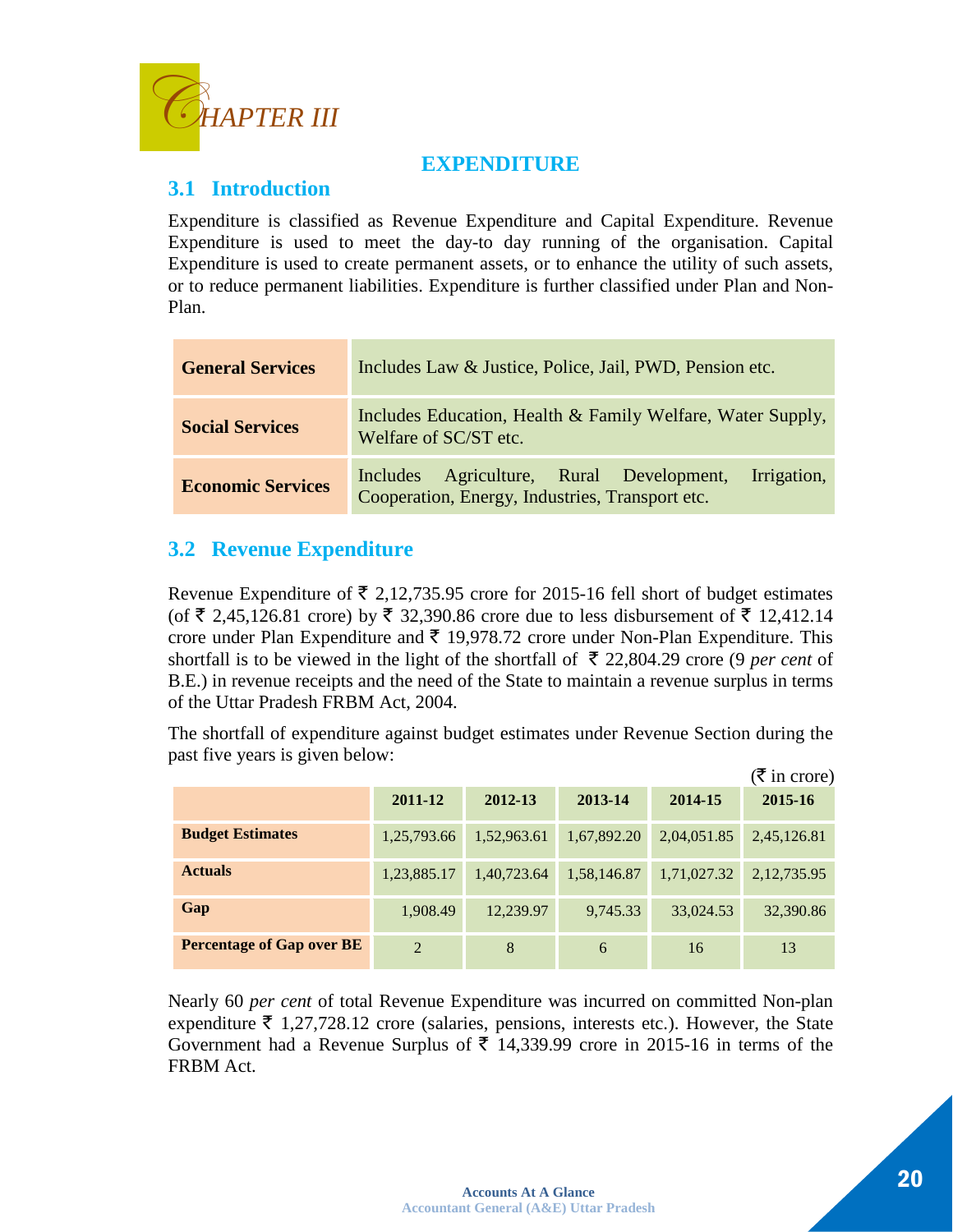# CHAPTER III

## EXPENDITURE

## 3.1 Introduction

Expenditure is classified as Revenue Expenditure and Capital Expenditure. Revenue Expenditure is used to meet the day-to day running of the organisation. Capital Expenditure is used to create permanent assets, or to enhance the utility of such assets, or to reduce permanent liabilities. Expenditure is further classified under Plan and Non-Plan.

| | |
|---|---|
| **General Services** | Includes Law & Justice, Police, Jail, PWD, Pension etc. |
| **Social Services** | Includes Education, Health & Family Welfare, Water Supply, Welfare of SC/ST etc. |
| **Economic Services** | Includes Agriculture, Rural Development, Irrigation, Cooperation, Energy, Industries, Transport etc. |

## 3.2 Revenue Expenditure

Revenue Expenditure of ₹ 2,12,735.95 crore for 2015-16 fell short of budget estimates (of ₹ 2,45,126.81 crore) by ₹ 32,390.86 crore due to less disbursement of ₹ 12,412.14 crore under Plan Expenditure and ₹ 19,978.72 crore under Non-Plan Expenditure. This shortfall is to be viewed in the light of the shortfall of ₹ 22,804.29 crore (9 *per cent* of B.E.) in revenue receipts and the need of the State to maintain a revenue surplus in terms of the Uttar Pradesh FRBM Act, 2004.

The shortfall of expenditure against budget estimates under Revenue Section during the past five years is given below:

(₹ in crore)

| | 2011-12 | 2012-13 | 2013-14 | 2014-15 | 2015-16 |
|---|---|---|---|---|---|
| **Budget Estimates** | 1,25,793.66 | 1,52,963.61 | 1,67,892.20 | 2,04,051.85 | 2,45,126.81 |
| **Actuals** | 1,23,885.17 | 1,40,723.64 | 1,58,146.87 | 1,71,027.32 | 2,12,735.95 |
| **Gap** | 1,908.49 | 12,239.97 | 9,745.33 | 33,024.53 | 32,390.86 |
| **Percentage of Gap over BE** | 2 | 8 | 6 | 16 | 13 |

Nearly 60 *per cent* of total Revenue Expenditure was incurred on committed Non-plan expenditure ₹ 1,27,728.12 crore (salaries, pensions, interests etc.). However, the State Government had a Revenue Surplus of ₹ 14,339.99 crore in 2015-16 in terms of the FRBM Act.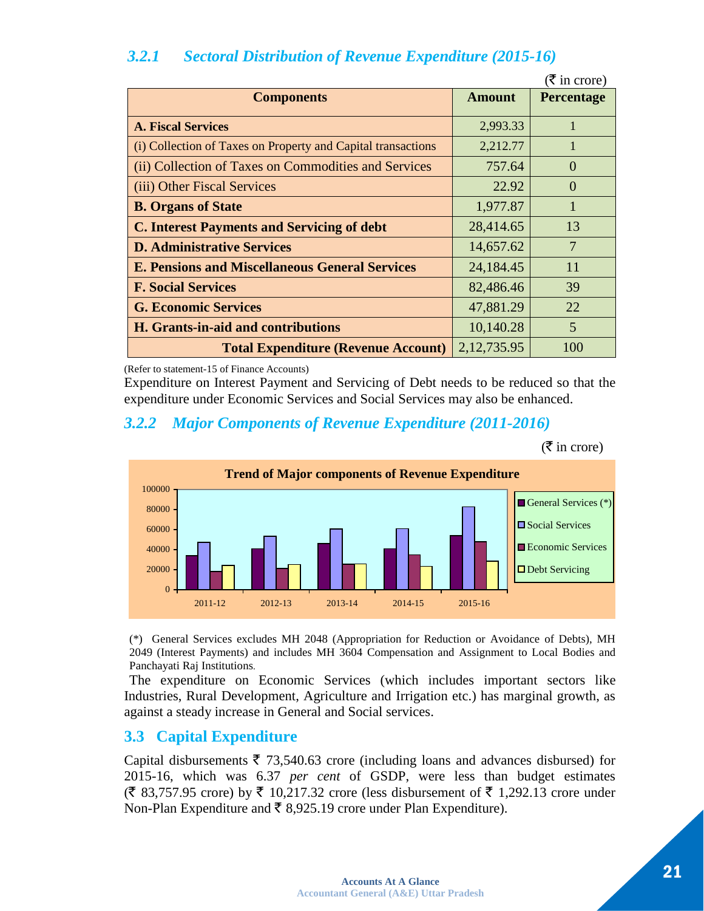### 3.2.1 *Sectoral Distribution of Revenue Expenditure (2015-16)*

(₹ in crore)

| Components | Amount | Percentage |
|---|---|---|
| **A. Fiscal Services** | 2,993.33 | 1 |
| (i) Collection of Taxes on Property and Capital transactions | 2,212.77 | 1 |
| (ii) Collection of Taxes on Commodities and Services | 757.64 | 0 |
| (iii) Other Fiscal Services | 22.92 | 0 |
| **B. Organs of State** | 1,977.87 | 1 |
| **C. Interest Payments and Servicing of debt** | 28,414.65 | 13 |
| **D. Administrative Services** | 14,657.62 | 7 |
| **E. Pensions and Miscellaneous General Services** | 24,184.45 | 11 |
| **F. Social Services** | 82,486.46 | 39 |
| **G. Economic Services** | 47,881.29 | 22 |
| **H. Grants-in-aid and contributions** | 10,140.28 | 5 |
| **Total Expenditure (Revenue Account)** | 2,12,735.95 | 100 |

(Refer to statement-15 of Finance Accounts)

Expenditure on Interest Payment and Servicing of Debt needs to be reduced so that the expenditure under Economic Services and Social Services may also be enhanced.

### 3.2.2 *Major Components of Revenue Expenditure (2011-2016)*

(₹ in crore)

**Trend of Major components of Revenue Expenditure**

(*) General Services excludes MH 2048 (Appropriation for Reduction or Avoidance of Debts), MH 2049 (Interest Payments) and includes MH 3604 Compensation and Assignment to Local Bodies and Panchayati Raj Institutions.

The expenditure on Economic Services (which includes important sectors like Industries, Rural Development, Agriculture and Irrigation etc.) has marginal growth, as against a steady increase in General and Social services.

## 3.3 Capital Expenditure

Capital disbursements ₹ 73,540.63 crore (including loans and advances disbursed) for 2015-16, which was 6.37 *per cent* of GSDP, were less than budget estimates (₹ 83,757.95 crore) by ₹ 10,217.32 crore (less disbursement of ₹ 1,292.13 crore under Non-Plan Expenditure and ₹ 8,925.19 crore under Plan Expenditure).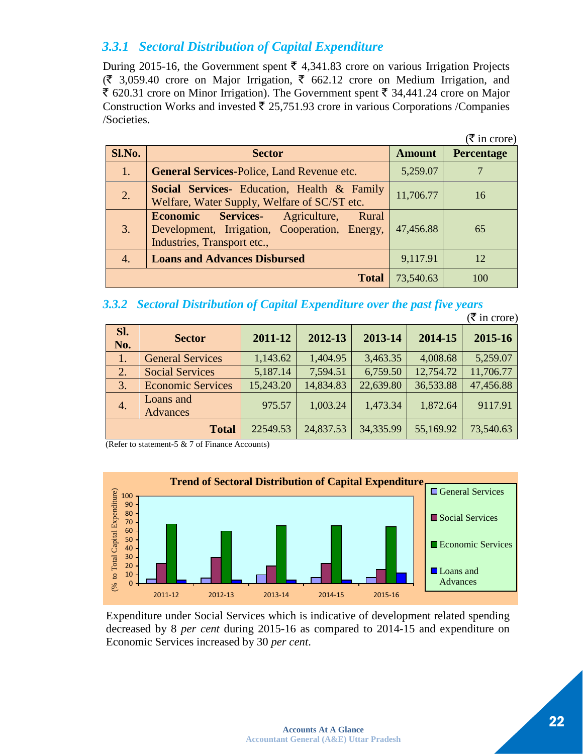### *3.3.1 Sectoral Distribution of Capital Expenditure*

During 2015-16, the Government spent ₹ 4,341.83 crore on various Irrigation Projects (₹ 3,059.40 crore on Major Irrigation, ₹ 662.12 crore on Medium Irrigation, and ₹ 620.31 crore on Minor Irrigation). The Government spent ₹ 34,441.24 crore on Major Construction Works and invested ₹ 25,751.93 crore in various Corporations /Companies /Societies.

(₹ in crore)

| Sl.No. | Sector | Amount | Percentage |
|---|---|---|---|
| 1. | **General Services**-Police, Land Revenue etc. | 5,259.07 | 7 |
| 2. | **Social Services**- Education, Health & Family Welfare, Water Supply, Welfare of SC/ST etc. | 11,706.77 | 16 |
| 3. | **Economic Services**- Agriculture, Rural Development, Irrigation, Cooperation, Energy, Industries, Transport etc., | 47,456.88 | 65 |
| 4. | **Loans and Advances Disbursed** | 9,117.91 | 12 |
| | **Total** | 73,540.63 | 100 |

### *3.3.2 Sectoral Distribution of Capital Expenditure over the past five years*

(₹ in crore)

| Sl. No. | Sector | 2011-12 | 2012-13 | 2013-14 | 2014-15 | 2015-16 |
|---|---|---|---|---|---|---|
| 1. | General Services | 1,143.62 | 1,404.95 | 3,463.35 | 4,008.68 | 5,259.07 |
| 2. | Social Services | 5,187.14 | 7,594.51 | 6,759.50 | 12,754.72 | 11,706.77 |
| 3. | Economic Services | 15,243.20 | 14,834.83 | 22,639.80 | 36,533.88 | 47,456.88 |
| 4. | Loans and Advances | 975.57 | 1,003.24 | 1,473.34 | 1,872.64 | 9117.91 |
| | **Total** | 22549.53 | 24,837.53 | 34,335.99 | 55,169.92 | 73,540.63 |

(Refer to statement-5 & 7 of Finance Accounts)

**Trend of Sectoral Distribution of Capital Expenditure**

Expenditure under Social Services which is indicative of development related spending decreased by 8 *per cent* during 2015-16 as compared to 2014-15 and expenditure on Economic Services increased by 30 *per cent*.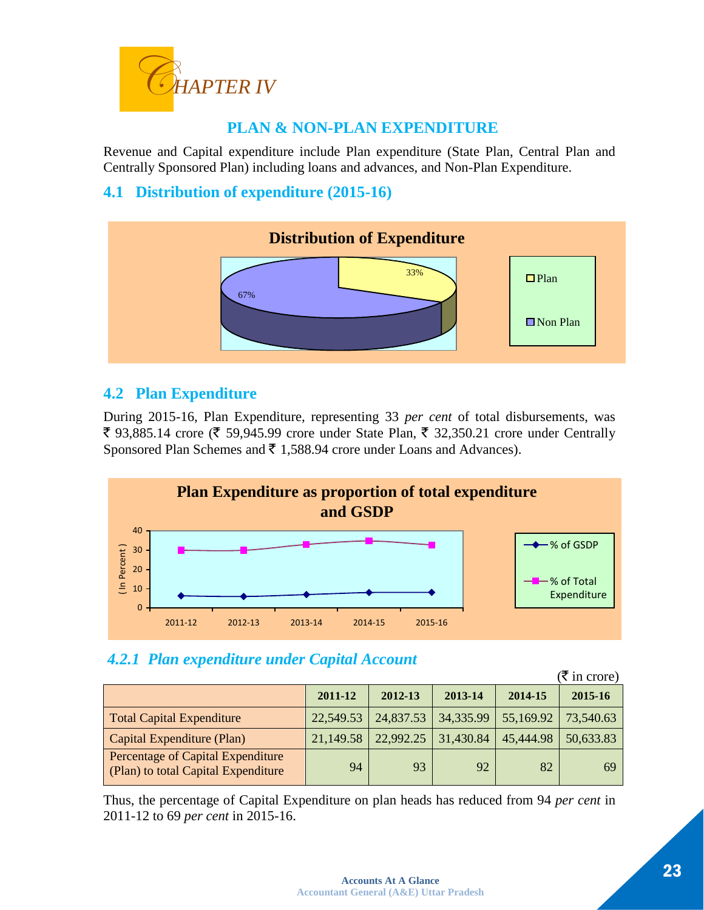# CHAPTER IV

## PLAN & NON-PLAN EXPENDITURE

Revenue and Capital expenditure include Plan expenditure (State Plan, Central Plan and Centrally Sponsored Plan) including loans and advances, and Non-Plan Expenditure.

## 4.1 Distribution of expenditure (2015-16)

**Distribution of Expenditure**

- Plan: 33%
- Non Plan: 67%

## 4.2 Plan Expenditure

During 2015-16, Plan Expenditure, representing 33 *per cent* of total disbursements, was ₹ 93,885.14 crore (₹ 59,945.99 crore under State Plan, ₹ 32,350.21 crore under Centrally Sponsored Plan Schemes and ₹ 1,588.94 crore under Loans and Advances).

**Plan Expenditure as proportion of total expenditure and GSDP**

### *4.2.1 Plan expenditure under Capital Account*

(₹ in crore)

| | 2011-12 | 2012-13 | 2013-14 | 2014-15 | 2015-16 |
|---|---|---|---|---|---|
| Total Capital Expenditure | 22,549.53 | 24,837.53 | 34,335.99 | 55,169.92 | 73,540.63 |
| Capital Expenditure (Plan) | 21,149.58 | 22,992.25 | 31,430.84 | 45,444.98 | 50,633.83 |
| Percentage of Capital Expenditure (Plan) to total Capital Expenditure | 94 | 93 | 92 | 82 | 69 |

Thus, the percentage of Capital Expenditure on plan heads has reduced from 94 *per cent* in 2011-12 to 69 *per cent* in 2015-16.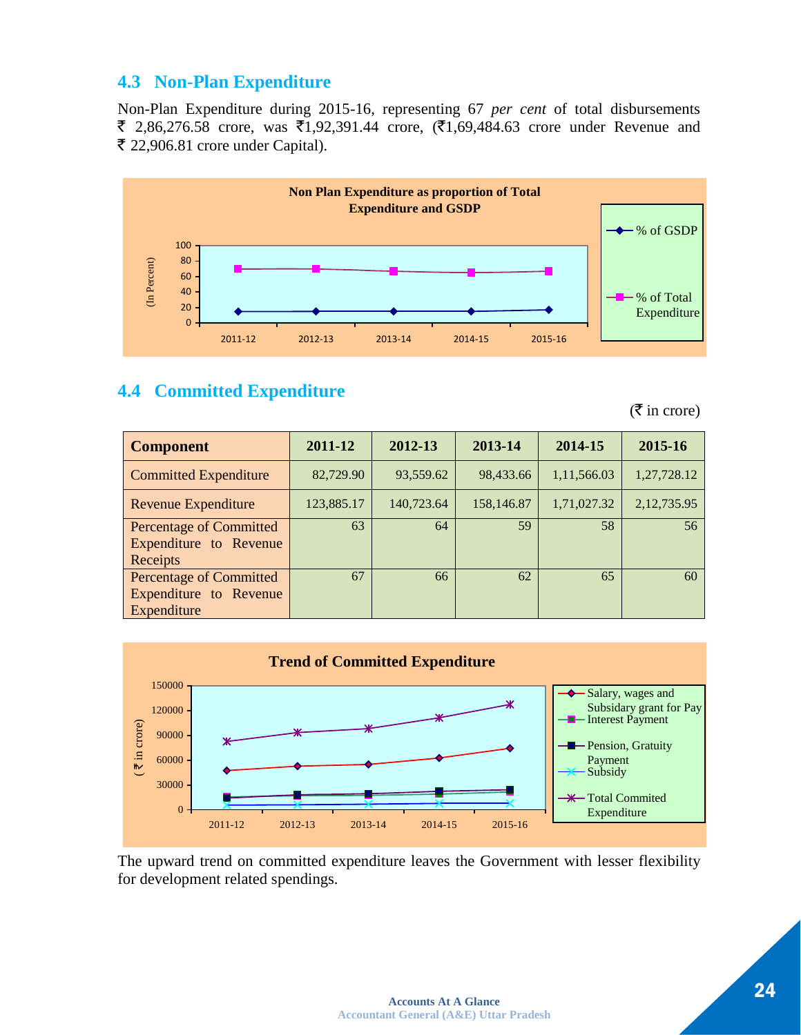## 4.3 Non-Plan Expenditure

Non-Plan Expenditure during 2015-16, representing 67 *per cent* of total disbursements ₹ 2,86,276.58 crore, was ₹1,92,391.44 crore, (₹1,69,484.63 crore under Revenue and ₹ 22,906.81 crore under Capital).

## 4.4 Committed Expenditure

(₹ in crore)

| Component | 2011-12 | 2012-13 | 2013-14 | 2014-15 | 2015-16 |
|---|---|---|---|---|---|
| Committed Expenditure | 82,729.90 | 93,559.62 | 98,433.66 | 1,11,566.03 | 1,27,728.12 |
| Revenue Expenditure | 123,885.17 | 140,723.64 | 158,146.87 | 1,71,027.32 | 2,12,735.95 |
| Percentage of Committed Expenditure to Revenue Receipts | 63 | 64 | 59 | 58 | 56 |
| Percentage of Committed Expenditure to Revenue Expenditure | 67 | 66 | 62 | 65 | 60 |

The upward trend on committed expenditure leaves the Government with lesser flexibility for development related spendings.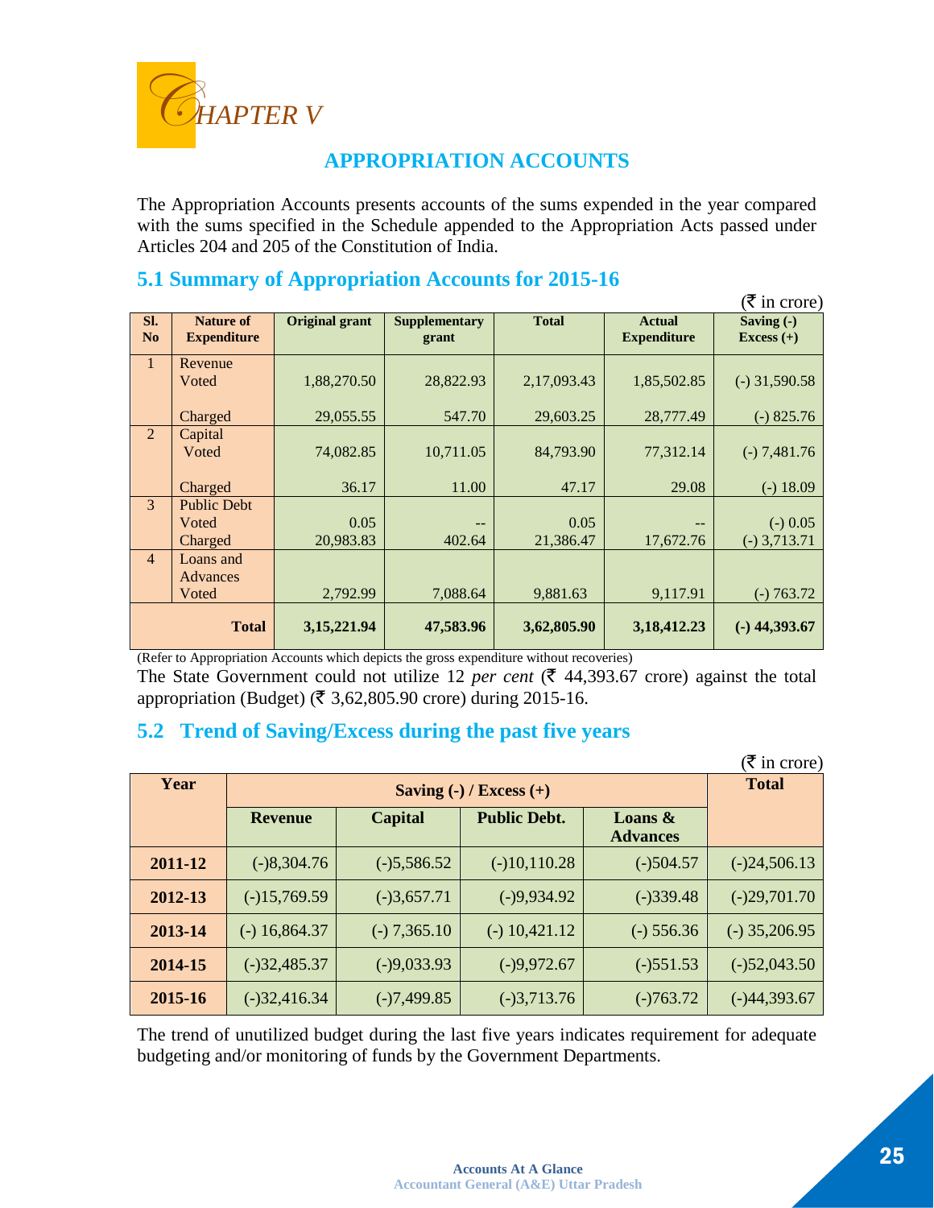# CHAPTER V

## APPROPRIATION ACCOUNTS

The Appropriation Accounts presents accounts of the sums expended in the year compared with the sums specified in the Schedule appended to the Appropriation Acts passed under Articles 204 and 205 of the Constitution of India.

### 5.1 Summary of Appropriation Accounts for 2015-16

(₹ in crore)

| Sl. No | Nature of Expenditure | Original grant | Supplementary grant | Total | Actual Expenditure | Saving (-) Excess (+) |
|---|---|---|---|---|---|---|
| 1 | Revenue | | | | | |
| | Voted | 1,88,270.50 | 28,822.93 | 2,17,093.43 | 1,85,502.85 | (-) 31,590.58 |
| | Charged | 29,055.55 | 547.70 | 29,603.25 | 28,777.49 | (-) 825.76 |
| 2 | Capital | | | | | |
| | Voted | 74,082.85 | 10,711.05 | 84,793.90 | 77,312.14 | (-) 7,481.76 |
| | Charged | 36.17 | 11.00 | 47.17 | 29.08 | (-) 18.09 |
| 3 | Public Debt | | | | | |
| | Voted | 0.05 | -- | 0.05 | -- | (-) 0.05 |
| | Charged | 20,983.83 | 402.64 | 21,386.47 | 17,672.76 | (-) 3,713.71 |
| 4 | Loans and Advances | | | | | |
| | Voted | 2,792.99 | 7,088.64 | 9,881.63 | 9,117.91 | (-) 763.72 |
| | **Total** | **3,15,221.94** | **47,583.96** | **3,62,805.90** | **3,18,412.23** | **(-) 44,393.67** |

(Refer to Appropriation Accounts which depicts the gross expenditure without recoveries)

The State Government could not utilize 12 *per cent* (₹ 44,393.67 crore) against the total appropriation (Budget) (₹ 3,62,805.90 crore) during 2015-16.

### 5.2 Trend of Saving/Excess during the past five years

(₹ in crore)

| Year | Saving (-) / Excess (+) | | | | Total |
|---|---|---|---|---|---|
| | Revenue | Capital | Public Debt. | Loans & Advances | |
| **2011-12** | (-)8,304.76 | (-)5,586.52 | (-)10,110.28 | (-)504.57 | (-)24,506.13 |
| **2012-13** | (-)15,769.59 | (-)3,657.71 | (-)9,934.92 | (-)339.48 | (-)29,701.70 |
| **2013-14** | (-) 16,864.37 | (-) 7,365.10 | (-) 10,421.12 | (-) 556.36 | (-) 35,206.95 |
| **2014-15** | (-)32,485.37 | (-)9,033.93 | (-)9,972.67 | (-)551.53 | (-)52,043.50 |
| **2015-16** | (-)32,416.34 | (-)7,499.85 | (-)3,713.76 | (-)763.72 | (-)44,393.67 |

The trend of unutilized budget during the last five years indicates requirement for adequate budgeting and/or monitoring of funds by the Government Departments.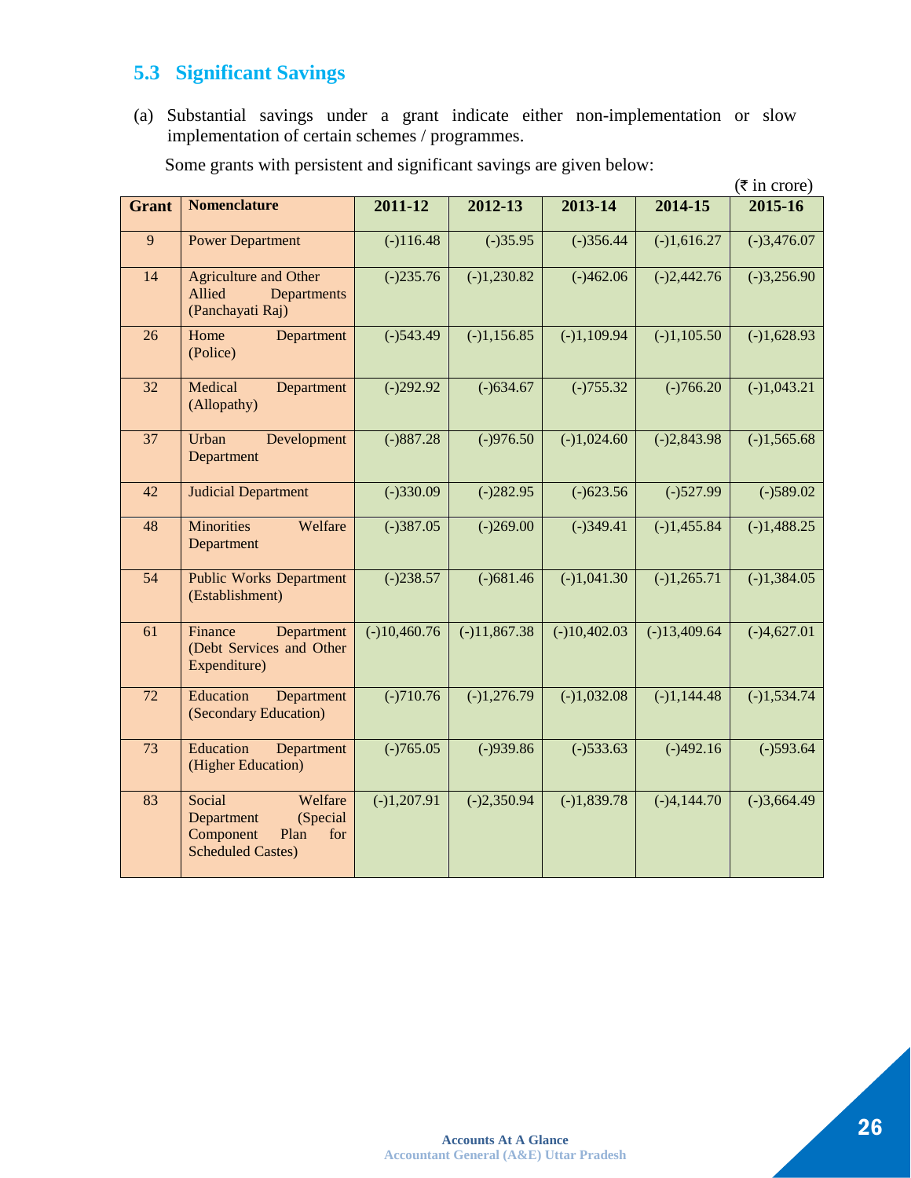## 5.3 Significant Savings

(a) Substantial savings under a grant indicate either non-implementation or slow implementation of certain schemes / programmes.

Some grants with persistent and significant savings are given below:

(₹ in crore)

| Grant | Nomenclature | 2011-12 | 2012-13 | 2013-14 | 2014-15 | 2015-16 |
|---|---|---|---|---|---|---|
| 9 | Power Department | (-)116.48 | (-)35.95 | (-)356.44 | (-)1,616.27 | (-)3,476.07 |
| 14 | Agriculture and Other Allied Departments (Panchayati Raj) | (-)235.76 | (-)1,230.82 | (-)462.06 | (-)2,442.76 | (-)3,256.90 |
| 26 | Home Department (Police) | (-)543.49 | (-)1,156.85 | (-)1,109.94 | (-)1,105.50 | (-)1,628.93 |
| 32 | Medical Department (Allopathy) | (-)292.92 | (-)634.67 | (-)755.32 | (-)766.20 | (-)1,043.21 |
| 37 | Urban Development Department | (-)887.28 | (-)976.50 | (-)1,024.60 | (-)2,843.98 | (-)1,565.68 |
| 42 | Judicial Department | (-)330.09 | (-)282.95 | (-)623.56 | (-)527.99 | (-)589.02 |
| 48 | Minorities Welfare Department | (-)387.05 | (-)269.00 | (-)349.41 | (-)1,455.84 | (-)1,488.25 |
| 54 | Public Works Department (Establishment) | (-)238.57 | (-)681.46 | (-)1,041.30 | (-)1,265.71 | (-)1,384.05 |
| 61 | Finance Department (Debt Services and Other Expenditure) | (-)10,460.76 | (-)11,867.38 | (-)10,402.03 | (-)13,409.64 | (-)4,627.01 |
| 72 | Education Department (Secondary Education) | (-)710.76 | (-)1,276.79 | (-)1,032.08 | (-)1,144.48 | (-)1,534.74 |
| 73 | Education Department (Higher Education) | (-)765.05 | (-)939.86 | (-)533.63 | (-)492.16 | (-)593.64 |
| 83 | Social Welfare Department (Special Component Plan for Scheduled Castes) | (-)1,207.91 | (-)2,350.94 | (-)1,839.78 | (-)4,144.70 | (-)3,664.49 |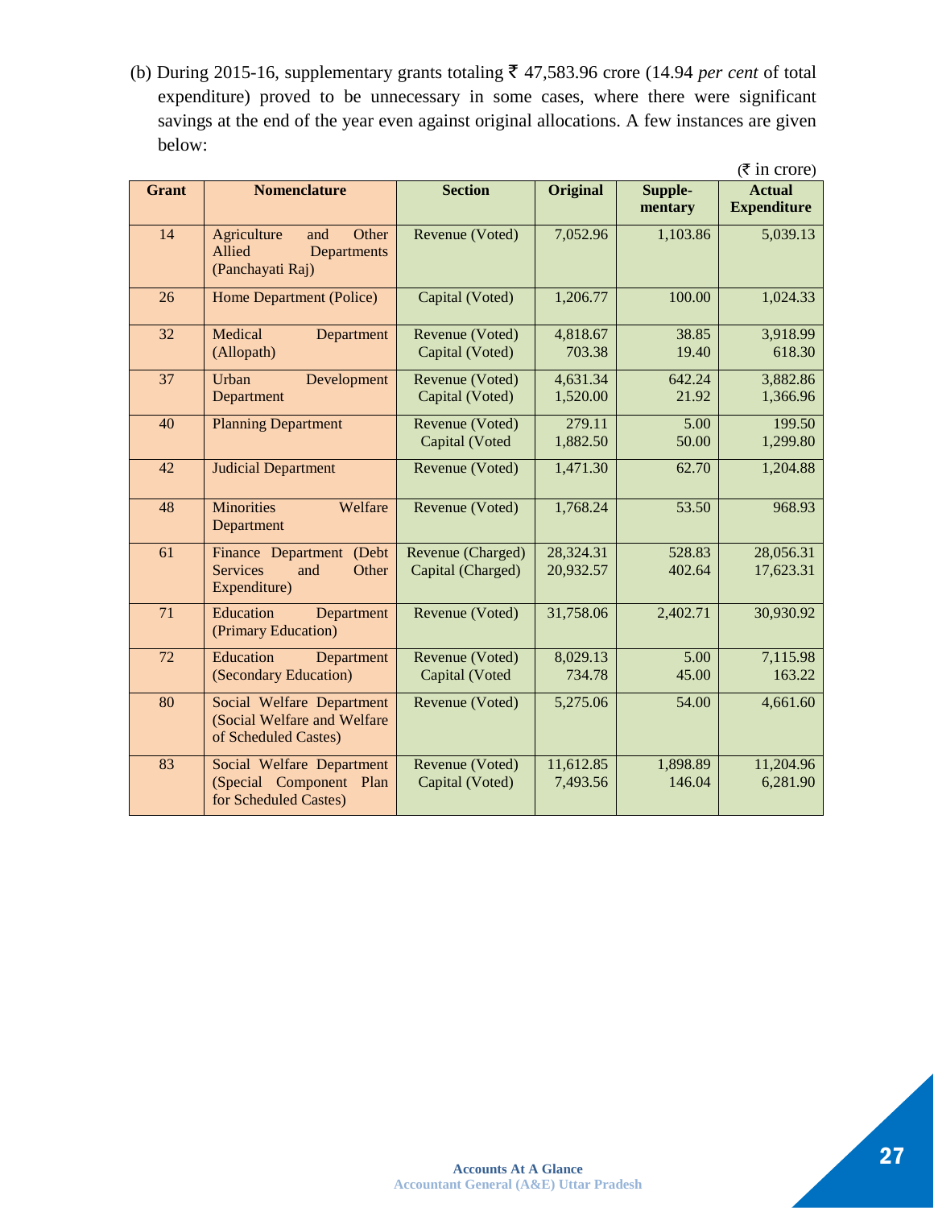(b) During 2015-16, supplementary grants totaling ₹ 47,583.96 crore (14.94 *per cent* of total expenditure) proved to be unnecessary in some cases, where there were significant savings at the end of the year even against original allocations. A few instances are given below:

(₹ in crore)

| Grant | Nomenclature | Section | Original | Supple-mentary | Actual Expenditure |
|---|---|---|---|---|---|
| 14 | Agriculture and Other Allied Departments (Panchayati Raj) | Revenue (Voted) | 7,052.96 | 1,103.86 | 5,039.13 |
| 26 | Home Department (Police) | Capital (Voted) | 1,206.77 | 100.00 | 1,024.33 |
| 32 | Medical Department (Allopath) | Revenue (Voted)<br>Capital (Voted) | 4,818.67<br>703.38 | 38.85<br>19.40 | 3,918.99<br>618.30 |
| 37 | Urban Development Department | Revenue (Voted)<br>Capital (Voted) | 4,631.34<br>1,520.00 | 642.24<br>21.92 | 3,882.86<br>1,366.96 |
| 40 | Planning Department | Revenue (Voted)<br>Capital (Voted | 279.11<br>1,882.50 | 5.00<br>50.00 | 199.50<br>1,299.80 |
| 42 | Judicial Department | Revenue (Voted) | 1,471.30 | 62.70 | 1,204.88 |
| 48 | Minorities Welfare Department | Revenue (Voted) | 1,768.24 | 53.50 | 968.93 |
| 61 | Finance Department (Debt Services and Other Expenditure) | Revenue (Charged)<br>Capital (Charged) | 28,324.31<br>20,932.57 | 528.83<br>402.64 | 28,056.31<br>17,623.31 |
| 71 | Education Department (Primary Education) | Revenue (Voted) | 31,758.06 | 2,402.71 | 30,930.92 |
| 72 | Education Department (Secondary Education) | Revenue (Voted)<br>Capital (Voted | 8,029.13<br>734.78 | 5.00<br>45.00 | 7,115.98<br>163.22 |
| 80 | Social Welfare Department (Social Welfare and Welfare of Scheduled Castes) | Revenue (Voted) | 5,275.06 | 54.00 | 4,661.60 |
| 83 | Social Welfare Department (Special Component Plan for Scheduled Castes) | Revenue (Voted)<br>Capital (Voted) | 11,612.85<br>7,493.56 | 1,898.89<br>146.04 | 11,204.96<br>6,281.90 |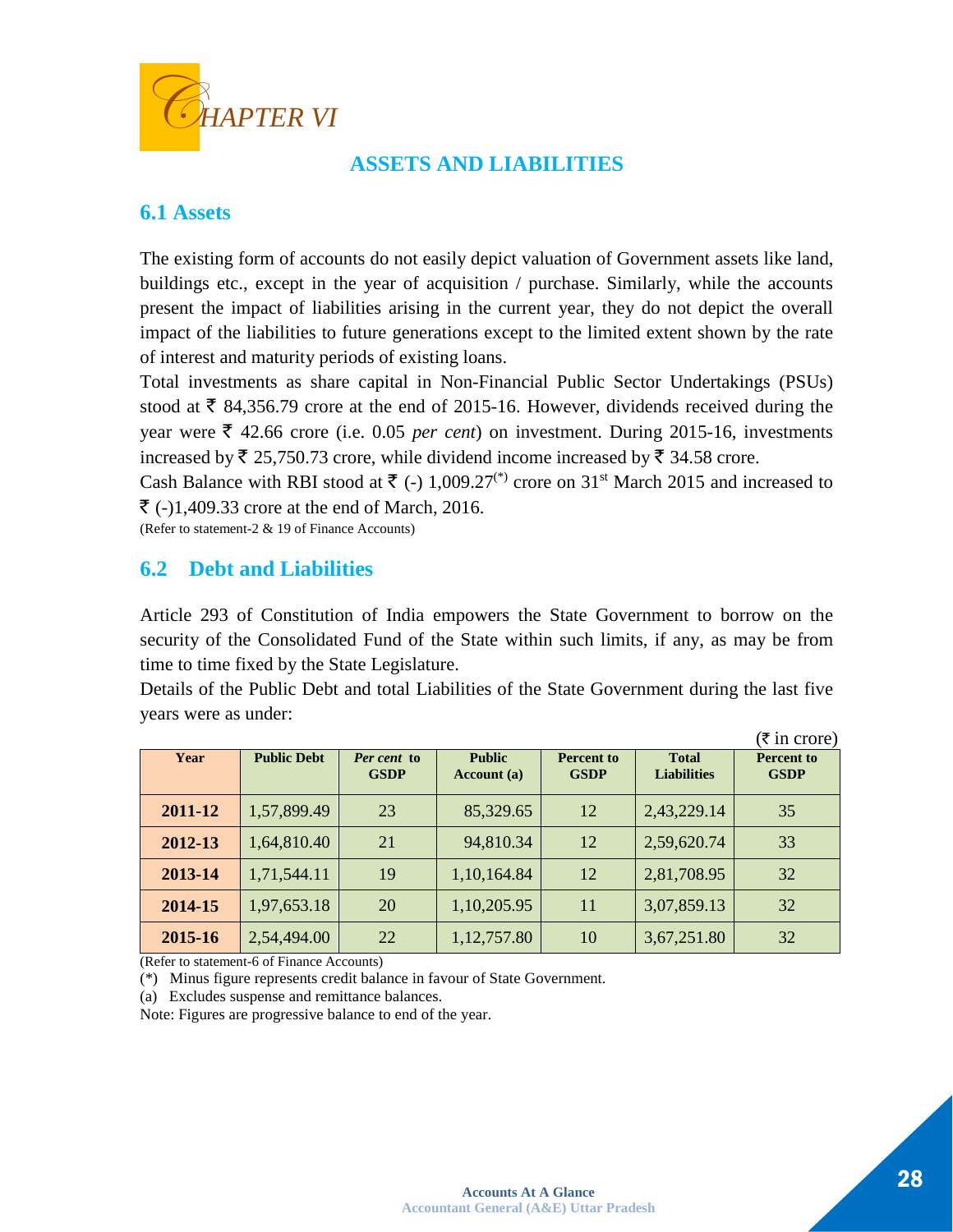# CHAPTER VI

## ASSETS AND LIABILITIES

### 6.1 Assets

The existing form of accounts do not easily depict valuation of Government assets like land, buildings etc., except in the year of acquisition / purchase. Similarly, while the accounts present the impact of liabilities arising in the current year, they do not depict the overall impact of the liabilities to future generations except to the limited extent shown by the rate of interest and maturity periods of existing loans.

Total investments as share capital in Non-Financial Public Sector Undertakings (PSUs) stood at ₹ 84,356.79 crore at the end of 2015-16. However, dividends received during the year were ₹ 42.66 crore (i.e. 0.05 *per cent*) on investment. During 2015-16, investments increased by ₹ 25,750.73 crore, while dividend income increased by ₹ 34.58 crore.

Cash Balance with RBI stood at ₹ (-) 1,009.27(*) crore on 31st March 2015 and increased to ₹ (-)1,409.33 crore at the end of March, 2016.

(Refer to statement-2 & 19 of Finance Accounts)

### 6.2 Debt and Liabilities

Article 293 of Constitution of India empowers the State Government to borrow on the security of the Consolidated Fund of the State within such limits, if any, as may be from time to time fixed by the State Legislature.

Details of the Public Debt and total Liabilities of the State Government during the last five years were as under:

(₹ in crore)

| Year | Public Debt | *Per cent* to GSDP | Public Account (a) | Percent to GSDP | Total Liabilities | Percent to GSDP |
|---|---|---|---|---|---|---|
| 2011-12 | 1,57,899.49 | 23 | 85,329.65 | 12 | 2,43,229.14 | 35 |
| 2012-13 | 1,64,810.40 | 21 | 94,810.34 | 12 | 2,59,620.74 | 33 |
| 2013-14 | 1,71,544.11 | 19 | 1,10,164.84 | 12 | 2,81,708.95 | 32 |
| 2014-15 | 1,97,653.18 | 20 | 1,10,205.95 | 11 | 3,07,859.13 | 32 |
| 2015-16 | 2,54,494.00 | 22 | 1,12,757.80 | 10 | 3,67,251.80 | 32 |

(Refer to statement-6 of Finance Accounts)

(*) Minus figure represents credit balance in favour of State Government.

(a) Excludes suspense and remittance balances.

Note: Figures are progressive balance to end of the year.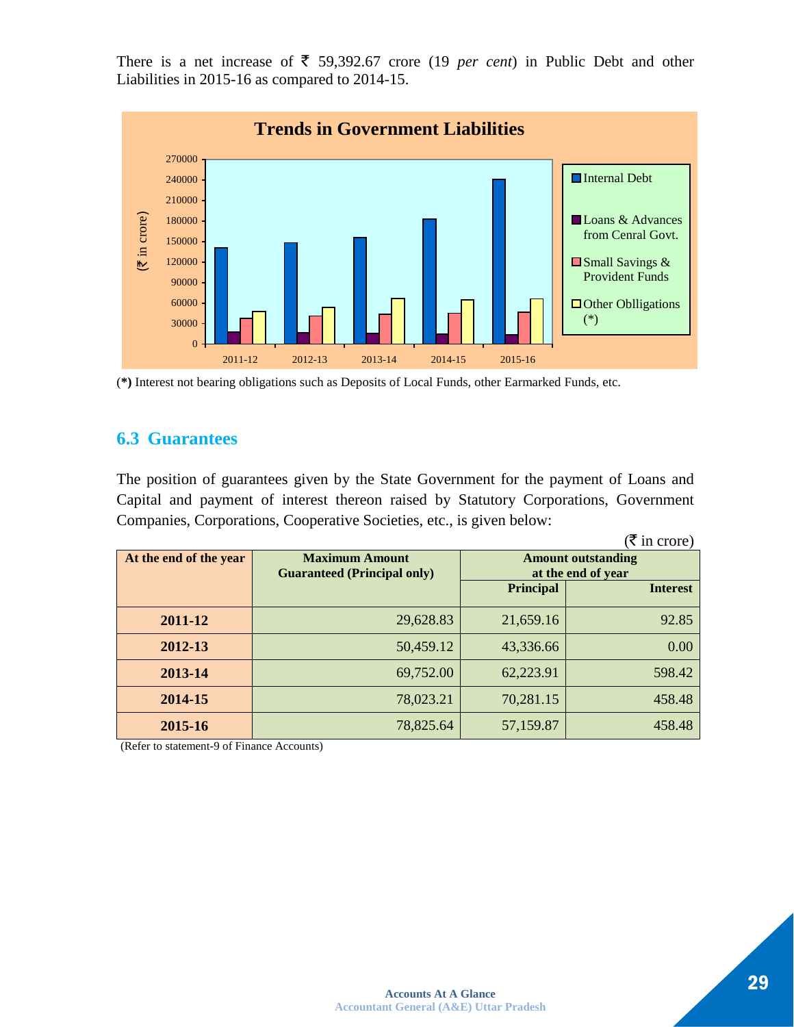There is a net increase of ₹ 59,392.67 crore (19 *per cent*) in Public Debt and other Liabilities in 2015-16 as compared to 2014-15.

**Trends in Government Liabilities**

(*) Interest not bearing obligations such as Deposits of Local Funds, other Earmarked Funds, etc.

## 6.3 Guarantees

The position of guarantees given by the State Government for the payment of Loans and Capital and payment of interest thereon raised by Statutory Corporations, Government Companies, Corporations, Cooperative Societies, etc., is given below:

(₹ in crore)

| At the end of the year | Maximum Amount Guaranteed (Principal only) | Amount outstanding at the end of year | |
|---|---|---|---|
| | | Principal | Interest |
| **2011-12** | 29,628.83 | 21,659.16 | 92.85 |
| **2012-13** | 50,459.12 | 43,336.66 | 0.00 |
| **2013-14** | 69,752.00 | 62,223.91 | 598.42 |
| **2014-15** | 78,023.21 | 70,281.15 | 458.48 |
| **2015-16** | 78,825.64 | 57,159.87 | 458.48 |

(Refer to statement-9 of Finance Accounts)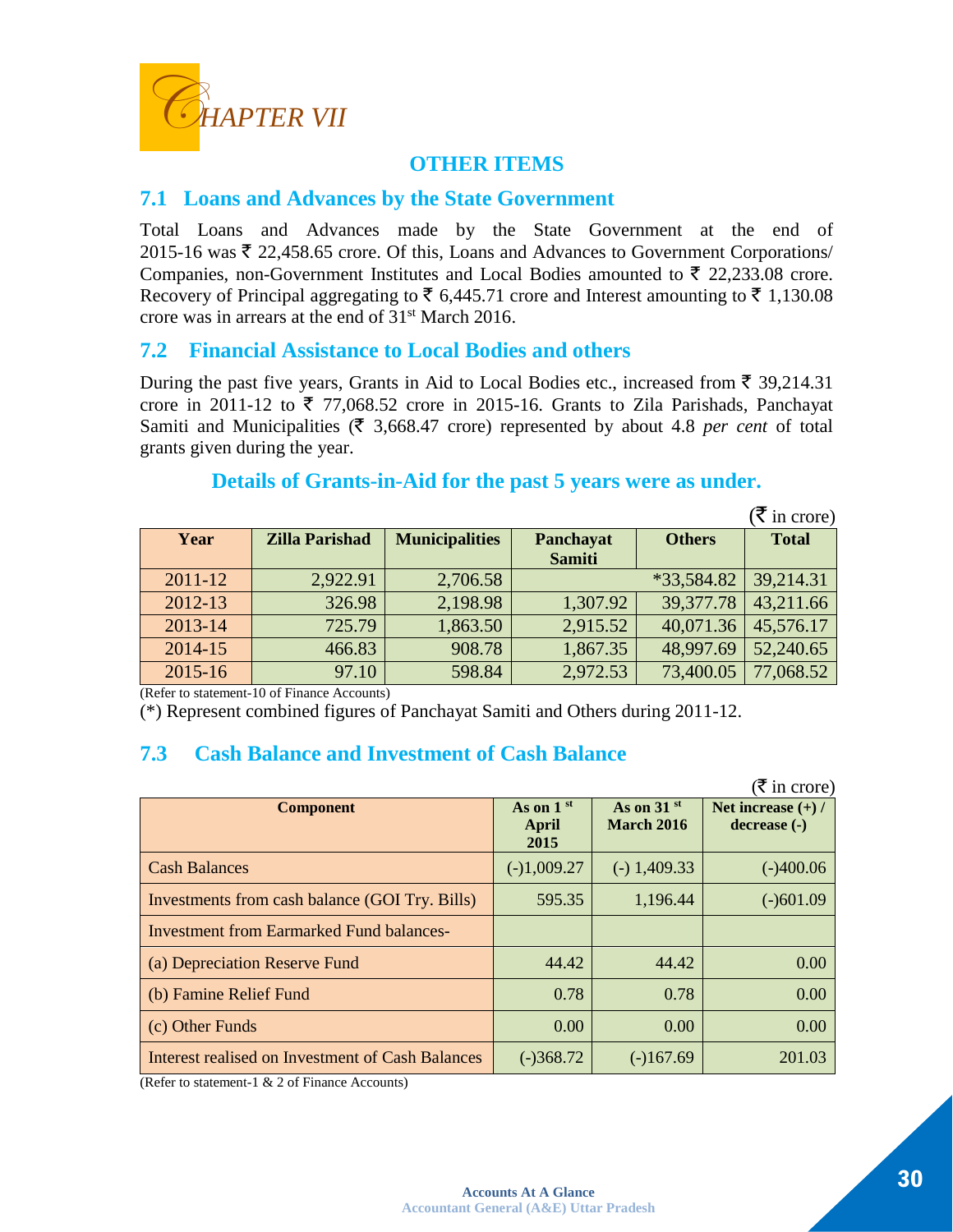# CHAPTER VII

## OTHER ITEMS

### 7.1 Loans and Advances by the State Government

Total Loans and Advances made by the State Government at the end of 2015-16 was ₹ 22,458.65 crore. Of this, Loans and Advances to Government Corporations/ Companies, non-Government Institutes and Local Bodies amounted to ₹ 22,233.08 crore. Recovery of Principal aggregating to ₹ 6,445.71 crore and Interest amounting to ₹ 1,130.08 crore was in arrears at the end of 31st March 2016.

### 7.2 Financial Assistance to Local Bodies and others

During the past five years, Grants in Aid to Local Bodies etc., increased from ₹ 39,214.31 crore in 2011-12 to ₹ 77,068.52 crore in 2015-16. Grants to Zila Parishads, Panchayat Samiti and Municipalities (₹ 3,668.47 crore) represented by about 4.8 *per cent* of total grants given during the year.

#### Details of Grants-in-Aid for the past 5 years were as under.

(₹ in crore)

| Year | Zilla Parishad | Municipalities | Panchayat Samiti | Others | Total |
|---|---|---|---|---|---|
| 2011-12 | 2,922.91 | 2,706.58 | | *33,584.82 | 39,214.31 |
| 2012-13 | 326.98 | 2,198.98 | 1,307.92 | 39,377.78 | 43,211.66 |
| 2013-14 | 725.79 | 1,863.50 | 2,915.52 | 40,071.36 | 45,576.17 |
| 2014-15 | 466.83 | 908.78 | 1,867.35 | 48,997.69 | 52,240.65 |
| 2015-16 | 97.10 | 598.84 | 2,972.53 | 73,400.05 | 77,068.52 |

(Refer to statement-10 of Finance Accounts)

(*) Represent combined figures of Panchayat Samiti and Others during 2011-12.

### 7.3 Cash Balance and Investment of Cash Balance

(₹ in crore)

| Component | As on 1st April 2015 | As on 31st March 2016 | Net increase (+) / decrease (-) |
|---|---|---|---|
| Cash Balances | (-)1,009.27 | (-) 1,409.33 | (-)400.06 |
| Investments from cash balance (GOI Try. Bills) | 595.35 | 1,196.44 | (-)601.09 |
| Investment from Earmarked Fund balances- | | | |
| (a) Depreciation Reserve Fund | 44.42 | 44.42 | 0.00 |
| (b) Famine Relief Fund | 0.78 | 0.78 | 0.00 |
| (c) Other Funds | 0.00 | 0.00 | 0.00 |
| Interest realised on Investment of Cash Balances | (-)368.72 | (-)167.69 | 201.03 |

(Refer to statement-1 & 2 of Finance Accounts)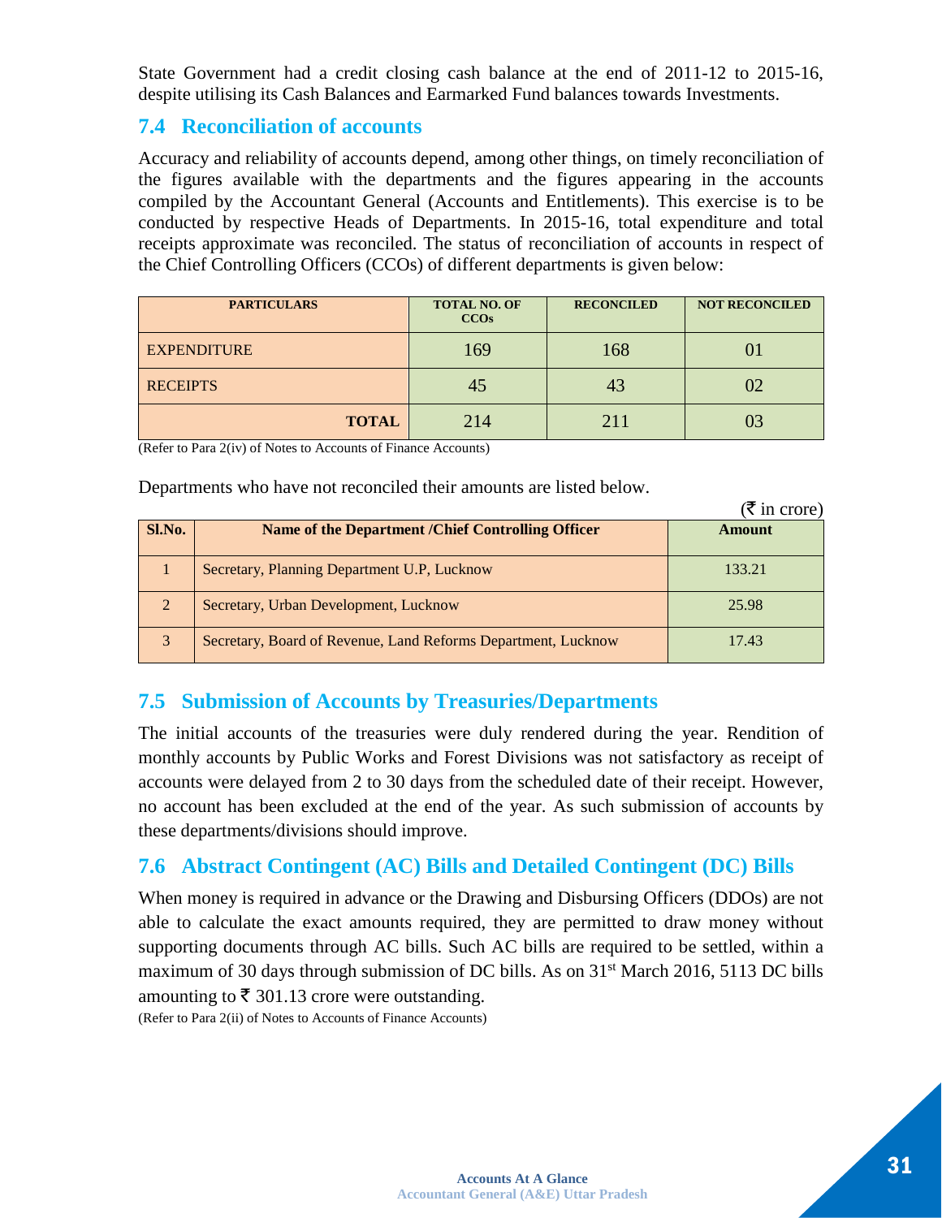State Government had a credit closing cash balance at the end of 2011-12 to 2015-16, despite utilising its Cash Balances and Earmarked Fund balances towards Investments.

## 7.4 Reconciliation of accounts

Accuracy and reliability of accounts depend, among other things, on timely reconciliation of the figures available with the departments and the figures appearing in the accounts compiled by the Accountant General (Accounts and Entitlements). This exercise is to be conducted by respective Heads of Departments. In 2015-16, total expenditure and total receipts approximate was reconciled. The status of reconciliation of accounts in respect of the Chief Controlling Officers (CCOs) of different departments is given below:

| PARTICULARS | TOTAL NO. OF CCOs | RECONCILED | NOT RECONCILED |
|---|---|---|---|
| EXPENDITURE | 169 | 168 | 01 |
| RECEIPTS | 45 | 43 | 02 |
| **TOTAL** | 214 | 211 | 03 |

(Refer to Para 2(iv) of Notes to Accounts of Finance Accounts)

Departments who have not reconciled their amounts are listed below.

(₹ in crore)

| Sl.No. | Name of the Department /Chief Controlling Officer | Amount |
|---|---|---|
| 1 | Secretary, Planning Department U.P, Lucknow | 133.21 |
| 2 | Secretary, Urban Development, Lucknow | 25.98 |
| 3 | Secretary, Board of Revenue, Land Reforms Department, Lucknow | 17.43 |

## 7.5 Submission of Accounts by Treasuries/Departments

The initial accounts of the treasuries were duly rendered during the year. Rendition of monthly accounts by Public Works and Forest Divisions was not satisfactory as receipt of accounts were delayed from 2 to 30 days from the scheduled date of their receipt. However, no account has been excluded at the end of the year. As such submission of accounts by these departments/divisions should improve.

## 7.6 Abstract Contingent (AC) Bills and Detailed Contingent (DC) Bills

When money is required in advance or the Drawing and Disbursing Officers (DDOs) are not able to calculate the exact amounts required, they are permitted to draw money without supporting documents through AC bills. Such AC bills are required to be settled, within a maximum of 30 days through submission of DC bills. As on 31st March 2016, 5113 DC bills amounting to ₹ 301.13 crore were outstanding.

(Refer to Para 2(ii) of Notes to Accounts of Finance Accounts)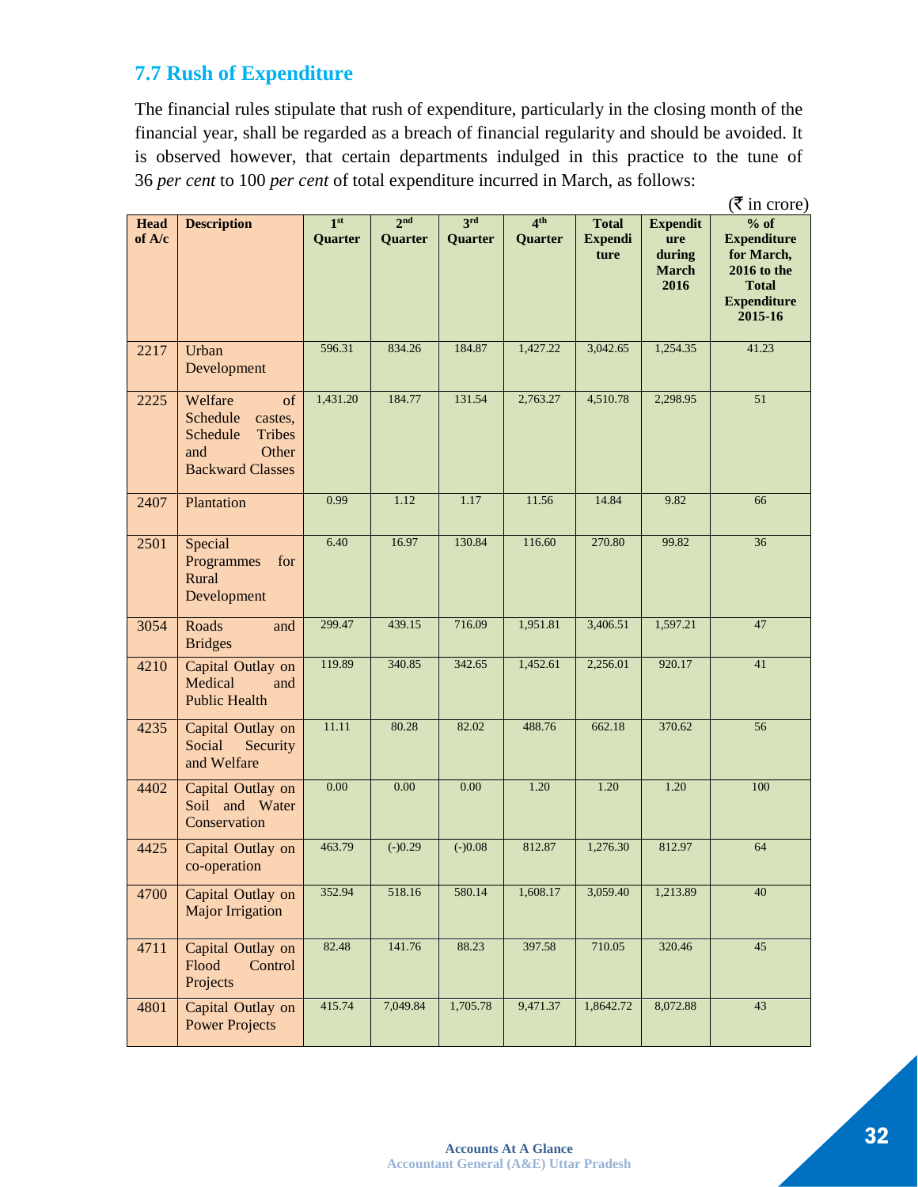## 7.7 Rush of Expenditure

The financial rules stipulate that rush of expenditure, particularly in the closing month of the financial year, shall be regarded as a breach of financial regularity and should be avoided. It is observed however, that certain departments indulged in this practice to the tune of 36 *per cent* to 100 *per cent* of total expenditure incurred in March, as follows:

(₹ in crore)

| Head of A/c | Description | 1st Quarter | 2nd Quarter | 3rd Quarter | 4th Quarter | Total Expenditure | Expenditure during March 2016 | % of Expenditure for March, 2016 to the Total Expenditure 2015-16 |
|---|---|---|---|---|---|---|---|---|
| 2217 | Urban Development | 596.31 | 834.26 | 184.87 | 1,427.22 | 3,042.65 | 1,254.35 | 41.23 |
| 2225 | Welfare of Schedule castes, Schedule Tribes and Other Backward Classes | 1,431.20 | 184.77 | 131.54 | 2,763.27 | 4,510.78 | 2,298.95 | 51 |
| 2407 | Plantation | 0.99 | 1.12 | 1.17 | 11.56 | 14.84 | 9.82 | 66 |
| 2501 | Special Programmes for Rural Development | 6.40 | 16.97 | 130.84 | 116.60 | 270.80 | 99.82 | 36 |
| 3054 | Roads and Bridges | 299.47 | 439.15 | 716.09 | 1,951.81 | 3,406.51 | 1,597.21 | 47 |
| 4210 | Capital Outlay on Medical and Public Health | 119.89 | 340.85 | 342.65 | 1,452.61 | 2,256.01 | 920.17 | 41 |
| 4235 | Capital Outlay on Social Security and Welfare | 11.11 | 80.28 | 82.02 | 488.76 | 662.18 | 370.62 | 56 |
| 4402 | Capital Outlay on Soil and Water Conservation | 0.00 | 0.00 | 0.00 | 1.20 | 1.20 | 1.20 | 100 |
| 4425 | Capital Outlay on co-operation | 463.79 | (-)0.29 | (-)0.08 | 812.87 | 1,276.30 | 812.97 | 64 |
| 4700 | Capital Outlay on Major Irrigation | 352.94 | 518.16 | 580.14 | 1,608.17 | 3,059.40 | 1,213.89 | 40 |
| 4711 | Capital Outlay on Flood Control Projects | 82.48 | 141.76 | 88.23 | 397.58 | 710.05 | 320.46 | 45 |
| 4801 | Capital Outlay on Power Projects | 415.74 | 7,049.84 | 1,705.78 | 9,471.37 | 1,8642.72 | 8,072.88 | 43 |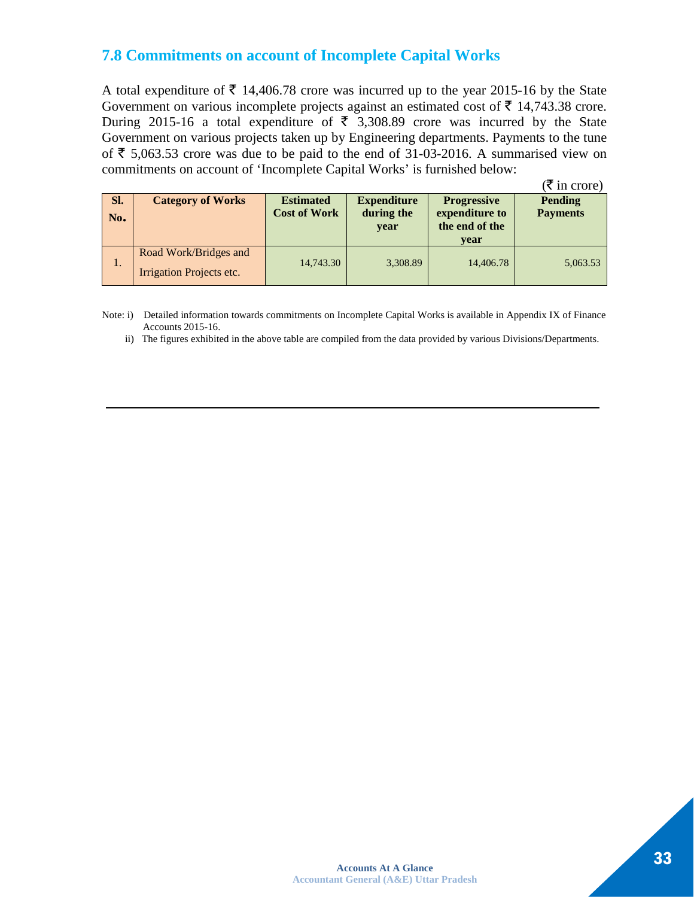## 7.8 Commitments on account of Incomplete Capital Works

A total expenditure of ₹ 14,406.78 crore was incurred up to the year 2015-16 by the State Government on various incomplete projects against an estimated cost of ₹ 14,743.38 crore. During 2015-16 a total expenditure of ₹ 3,308.89 crore was incurred by the State Government on various projects taken up by Engineering departments. Payments to the tune of ₹ 5,063.53 crore was due to be paid to the end of 31-03-2016. A summarised view on commitments on account of 'Incomplete Capital Works' is furnished below:

(₹ in crore)

| Sl. No. | Category of Works | Estimated Cost of Work | Expenditure during the year | Progressive expenditure to the end of the year | Pending Payments |
|---|---|---|---|---|---|
| 1. | Road Work/Bridges and Irrigation Projects etc. | 14,743.30 | 3,308.89 | 14,406.78 | 5,063.53 |

Note: i) Detailed information towards commitments on Incomplete Capital Works is available in Appendix IX of Finance Accounts 2015-16.

ii) The figures exhibited in the above table are compiled from the data provided by various Divisions/Departments.